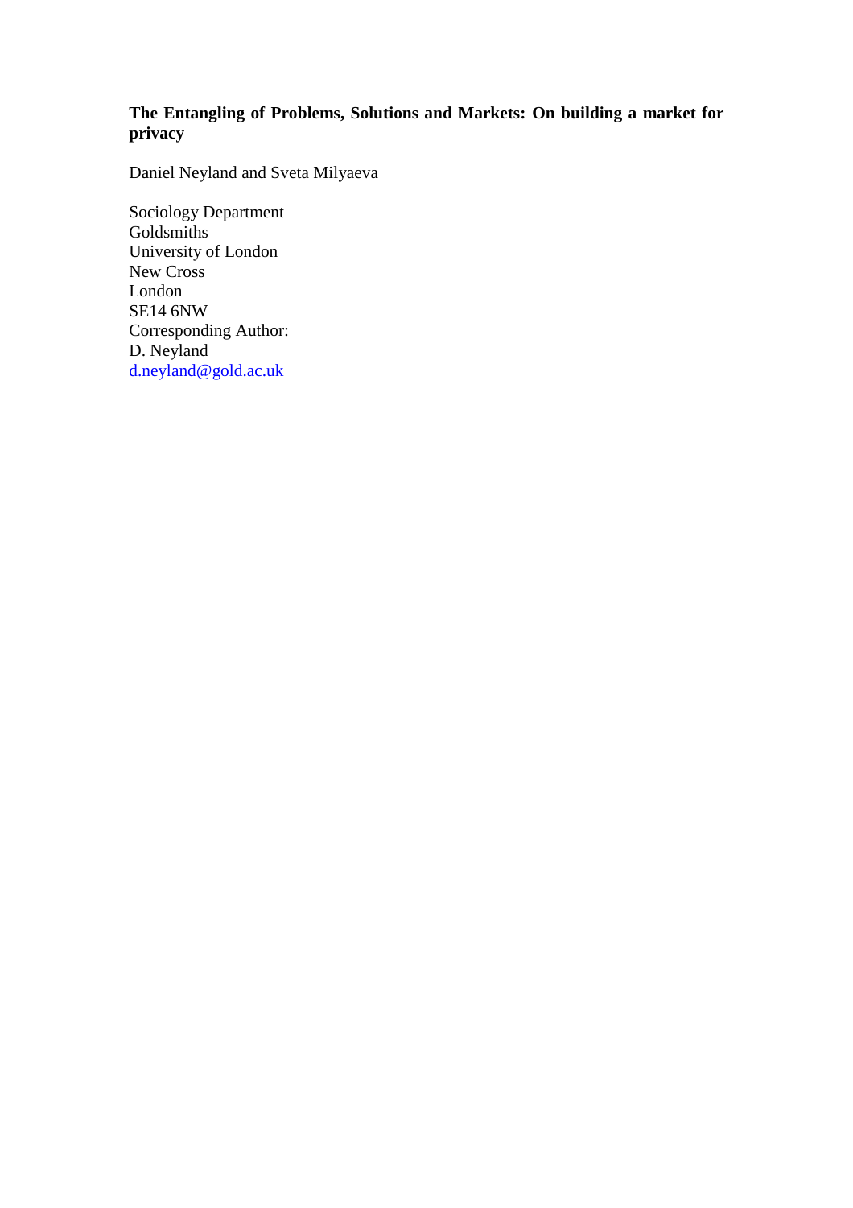# The Entangling of Problems, Solutions and Markets: On building a market for privacy

Daniel Neyland and Sveta Milyaeva

Sociology Department
Goldsmiths
University of London
New Cross
London
SE14 6NW
Corresponding Author:
D. Neyland
d.neyland@gold.ac.uk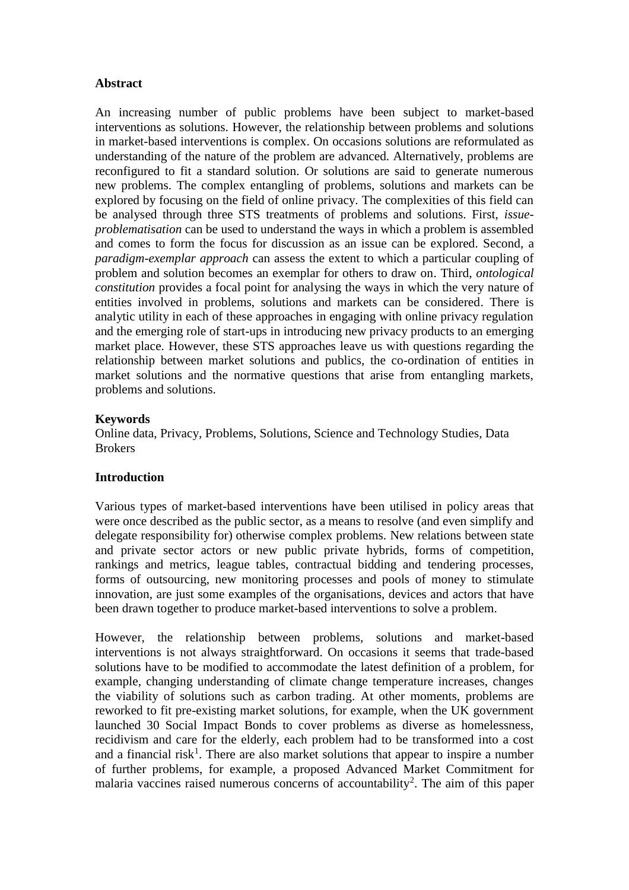**Abstract**

An increasing number of public problems have been subject to market-based interventions as solutions. However, the relationship between problems and solutions in market-based interventions is complex. On occasions solutions are reformulated as understanding of the nature of the problem are advanced. Alternatively, problems are reconfigured to fit a standard solution. Or solutions are said to generate numerous new problems. The complex entangling of problems, solutions and markets can be explored by focusing on the field of online privacy. The complexities of this field can be analysed through three STS treatments of problems and solutions. First, *issue-problematisation* can be used to understand the ways in which a problem is assembled and comes to form the focus for discussion as an issue can be explored. Second, a *paradigm-exemplar approach* can assess the extent to which a particular coupling of problem and solution becomes an exemplar for others to draw on. Third, *ontological constitution* provides a focal point for analysing the ways in which the very nature of entities involved in problems, solutions and markets can be considered. There is analytic utility in each of these approaches in engaging with online privacy regulation and the emerging role of start-ups in introducing new privacy products to an emerging market place. However, these STS approaches leave us with questions regarding the relationship between market solutions and publics, the co-ordination of entities in market solutions and the normative questions that arise from entangling markets, problems and solutions.

**Keywords**

Online data, Privacy, Problems, Solutions, Science and Technology Studies, Data Brokers

**Introduction**

Various types of market-based interventions have been utilised in policy areas that were once described as the public sector, as a means to resolve (and even simplify and delegate responsibility for) otherwise complex problems. New relations between state and private sector actors or new public private hybrids, forms of competition, rankings and metrics, league tables, contractual bidding and tendering processes, forms of outsourcing, new monitoring processes and pools of money to stimulate innovation, are just some examples of the organisations, devices and actors that have been drawn together to produce market-based interventions to solve a problem.

However, the relationship between problems, solutions and market-based interventions is not always straightforward. On occasions it seems that trade-based solutions have to be modified to accommodate the latest definition of a problem, for example, changing understanding of climate change temperature increases, changes the viability of solutions such as carbon trading. At other moments, problems are reworked to fit pre-existing market solutions, for example, when the UK government launched 30 Social Impact Bonds to cover problems as diverse as homelessness, recidivism and care for the elderly, each problem had to be transformed into a cost and a financial risk[1]. There are also market solutions that appear to inspire a number of further problems, for example, a proposed Advanced Market Commitment for malaria vaccines raised numerous concerns of accountability[2]. The aim of this paper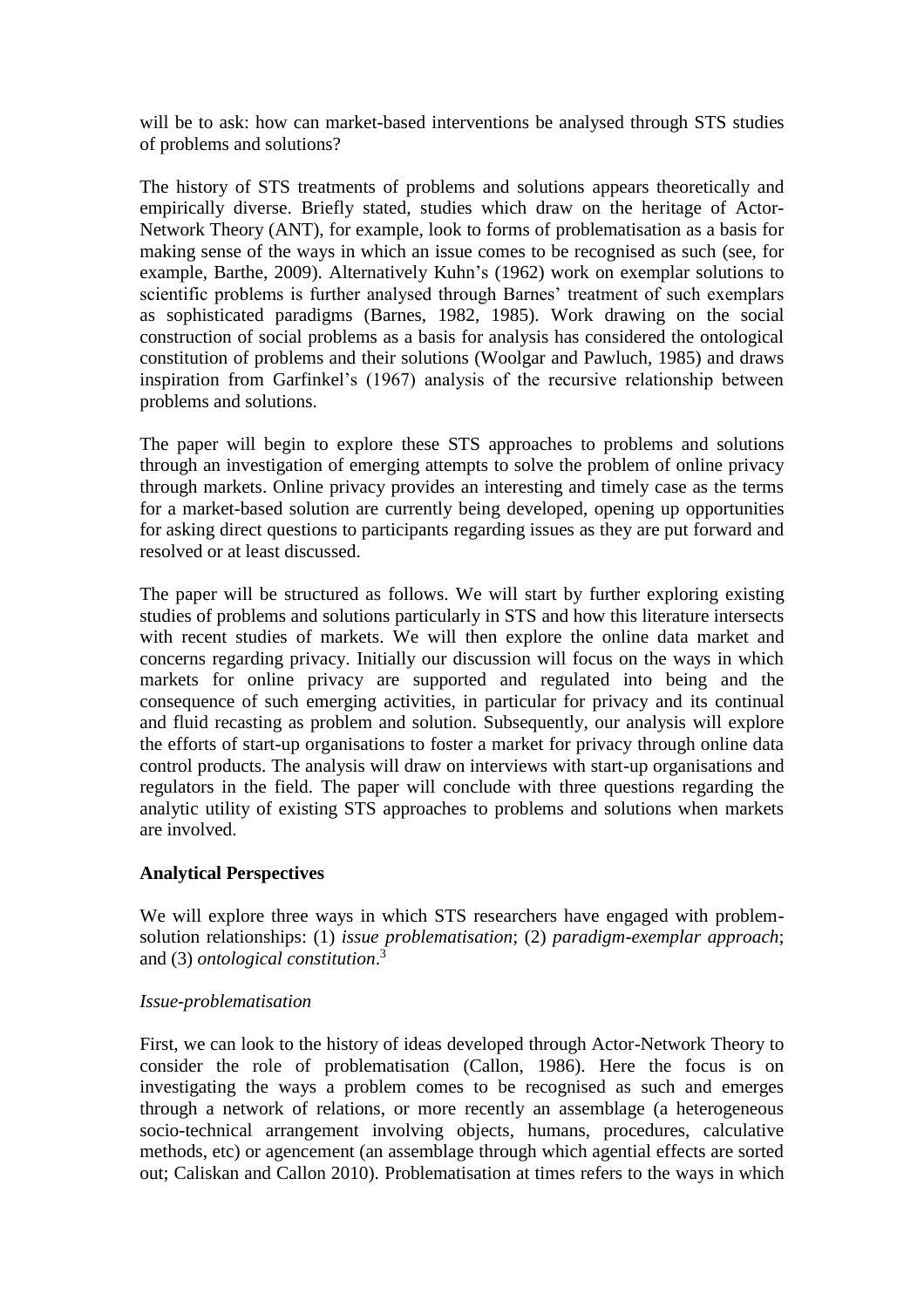will be to ask: how can market-based interventions be analysed through STS studies of problems and solutions?

The history of STS treatments of problems and solutions appears theoretically and empirically diverse. Briefly stated, studies which draw on the heritage of Actor-Network Theory (ANT), for example, look to forms of problematisation as a basis for making sense of the ways in which an issue comes to be recognised as such (see, for example, Barthe, 2009). Alternatively Kuhn's (1962) work on exemplar solutions to scientific problems is further analysed through Barnes' treatment of such exemplars as sophisticated paradigms (Barnes, 1982, 1985). Work drawing on the social construction of social problems as a basis for analysis has considered the ontological constitution of problems and their solutions (Woolgar and Pawluch, 1985) and draws inspiration from Garfinkel's (1967) analysis of the recursive relationship between problems and solutions.

The paper will begin to explore these STS approaches to problems and solutions through an investigation of emerging attempts to solve the problem of online privacy through markets. Online privacy provides an interesting and timely case as the terms for a market-based solution are currently being developed, opening up opportunities for asking direct questions to participants regarding issues as they are put forward and resolved or at least discussed.

The paper will be structured as follows. We will start by further exploring existing studies of problems and solutions particularly in STS and how this literature intersects with recent studies of markets. We will then explore the online data market and concerns regarding privacy. Initially our discussion will focus on the ways in which markets for online privacy are supported and regulated into being and the consequence of such emerging activities, in particular for privacy and its continual and fluid recasting as problem and solution. Subsequently, our analysis will explore the efforts of start-up organisations to foster a market for privacy through online data control products. The analysis will draw on interviews with start-up organisations and regulators in the field. The paper will conclude with three questions regarding the analytic utility of existing STS approaches to problems and solutions when markets are involved.

## Analytical Perspectives

We will explore three ways in which STS researchers have engaged with problem-solution relationships: (1) *issue problematisation*; (2) *paradigm-exemplar approach*; and (3) *ontological constitution*.[3]

### *Issue-problematisation*

First, we can look to the history of ideas developed through Actor-Network Theory to consider the role of problematisation (Callon, 1986). Here the focus is on investigating the ways a problem comes to be recognised as such and emerges through a network of relations, or more recently an assemblage (a heterogeneous socio-technical arrangement involving objects, humans, procedures, calculative methods, etc) or agencement (an assemblage through which agential effects are sorted out; Caliskan and Callon 2010). Problematisation at times refers to the ways in which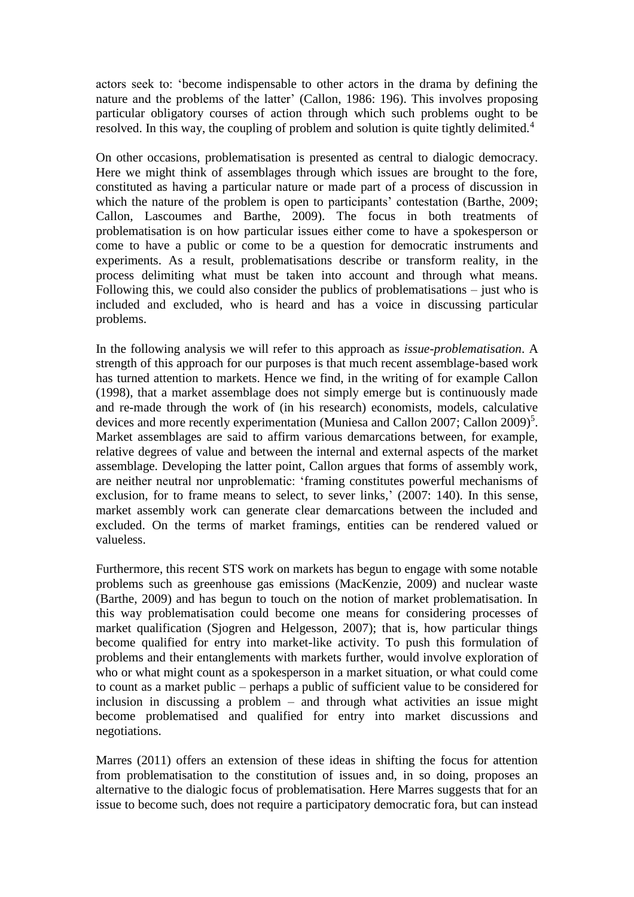actors seek to: 'become indispensable to other actors in the drama by defining the nature and the problems of the latter' (Callon, 1986: 196). This involves proposing particular obligatory courses of action through which such problems ought to be resolved. In this way, the coupling of problem and solution is quite tightly delimited.[4]

On other occasions, problematisation is presented as central to dialogic democracy. Here we might think of assemblages through which issues are brought to the fore, constituted as having a particular nature or made part of a process of discussion in which the nature of the problem is open to participants' contestation (Barthe, 2009; Callon, Lascoumes and Barthe, 2009). The focus in both treatments of problematisation is on how particular issues either come to have a spokesperson or come to have a public or come to be a question for democratic instruments and experiments. As a result, problematisations describe or transform reality, in the process delimiting what must be taken into account and through what means. Following this, we could also consider the publics of problematisations – just who is included and excluded, who is heard and has a voice in discussing particular problems.

In the following analysis we will refer to this approach as *issue-problematisation*. A strength of this approach for our purposes is that much recent assemblage-based work has turned attention to markets. Hence we find, in the writing of for example Callon (1998), that a market assemblage does not simply emerge but is continuously made and re-made through the work of (in his research) economists, models, calculative devices and more recently experimentation (Muniesa and Callon 2007; Callon 2009)[5]. Market assemblages are said to affirm various demarcations between, for example, relative degrees of value and between the internal and external aspects of the market assemblage. Developing the latter point, Callon argues that forms of assembly work, are neither neutral nor unproblematic: 'framing constitutes powerful mechanisms of exclusion, for to frame means to select, to sever links,' (2007: 140). In this sense, market assembly work can generate clear demarcations between the included and excluded. On the terms of market framings, entities can be rendered valued or valueless.

Furthermore, this recent STS work on markets has begun to engage with some notable problems such as greenhouse gas emissions (MacKenzie, 2009) and nuclear waste (Barthe, 2009) and has begun to touch on the notion of market problematisation. In this way problematisation could become one means for considering processes of market qualification (Sjogren and Helgesson, 2007); that is, how particular things become qualified for entry into market-like activity. To push this formulation of problems and their entanglements with markets further, would involve exploration of who or what might count as a spokesperson in a market situation, or what could come to count as a market public – perhaps a public of sufficient value to be considered for inclusion in discussing a problem – and through what activities an issue might become problematised and qualified for entry into market discussions and negotiations.

Marres (2011) offers an extension of these ideas in shifting the focus for attention from problematisation to the constitution of issues and, in so doing, proposes an alternative to the dialogic focus of problematisation. Here Marres suggests that for an issue to become such, does not require a participatory democratic fora, but can instead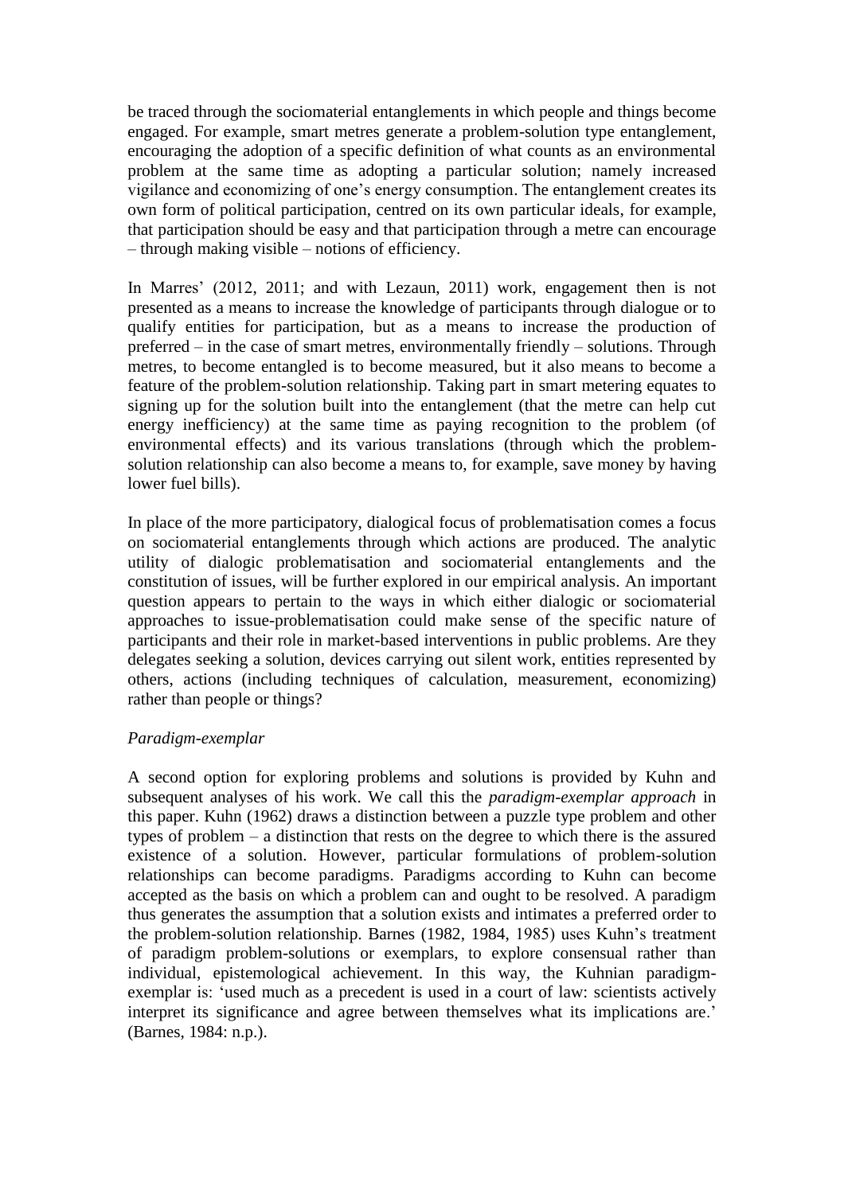be traced through the sociomaterial entanglements in which people and things become engaged. For example, smart metres generate a problem-solution type entanglement, encouraging the adoption of a specific definition of what counts as an environmental problem at the same time as adopting a particular solution; namely increased vigilance and economizing of one's energy consumption. The entanglement creates its own form of political participation, centred on its own particular ideals, for example, that participation should be easy and that participation through a metre can encourage – through making visible – notions of efficiency.

In Marres' (2012, 2011; and with Lezaun, 2011) work, engagement then is not presented as a means to increase the knowledge of participants through dialogue or to qualify entities for participation, but as a means to increase the production of preferred – in the case of smart metres, environmentally friendly – solutions. Through metres, to become entangled is to become measured, but it also means to become a feature of the problem-solution relationship. Taking part in smart metering equates to signing up for the solution built into the entanglement (that the metre can help cut energy inefficiency) at the same time as paying recognition to the problem (of environmental effects) and its various translations (through which the problem-solution relationship can also become a means to, for example, save money by having lower fuel bills).

In place of the more participatory, dialogical focus of problematisation comes a focus on sociomaterial entanglements through which actions are produced. The analytic utility of dialogic problematisation and sociomaterial entanglements and the constitution of issues, will be further explored in our empirical analysis. An important question appears to pertain to the ways in which either dialogic or sociomaterial approaches to issue-problematisation could make sense of the specific nature of participants and their role in market-based interventions in public problems. Are they delegates seeking a solution, devices carrying out silent work, entities represented by others, actions (including techniques of calculation, measurement, economizing) rather than people or things?

*Paradigm-exemplar*

A second option for exploring problems and solutions is provided by Kuhn and subsequent analyses of his work. We call this the *paradigm-exemplar approach* in this paper. Kuhn (1962) draws a distinction between a puzzle type problem and other types of problem – a distinction that rests on the degree to which there is the assured existence of a solution. However, particular formulations of problem-solution relationships can become paradigms. Paradigms according to Kuhn can become accepted as the basis on which a problem can and ought to be resolved. A paradigm thus generates the assumption that a solution exists and intimates a preferred order to the problem-solution relationship. Barnes (1982, 1984, 1985) uses Kuhn's treatment of paradigm problem-solutions or exemplars, to explore consensual rather than individual, epistemological achievement. In this way, the Kuhnian paradigm-exemplar is: 'used much as a precedent is used in a court of law: scientists actively interpret its significance and agree between themselves what its implications are.' (Barnes, 1984: n.p.).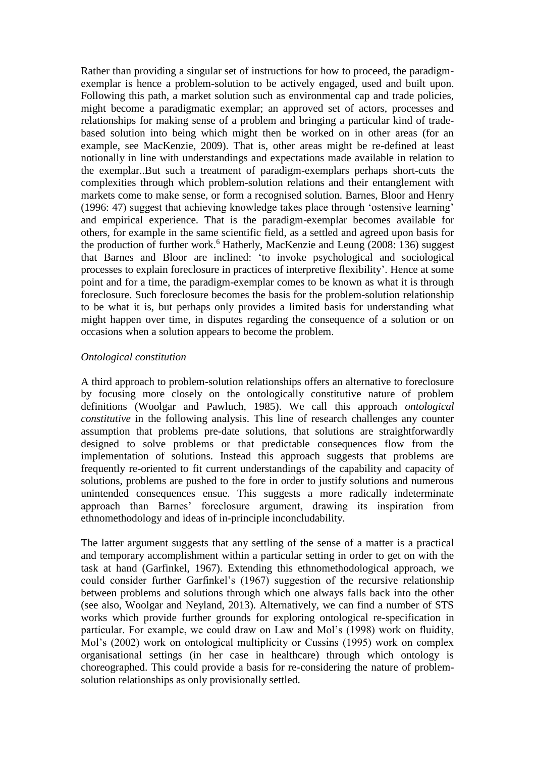Rather than providing a singular set of instructions for how to proceed, the paradigm-exemplar is hence a problem-solution to be actively engaged, used and built upon. Following this path, a market solution such as environmental cap and trade policies, might become a paradigmatic exemplar; an approved set of actors, processes and relationships for making sense of a problem and bringing a particular kind of trade-based solution into being which might then be worked on in other areas (for an example, see MacKenzie, 2009). That is, other areas might be re-defined at least notionally in line with understandings and expectations made available in relation to the exemplar..But such a treatment of paradigm-exemplars perhaps short-cuts the complexities through which problem-solution relations and their entanglement with markets come to make sense, or form a recognised solution. Barnes, Bloor and Henry (1996: 47) suggest that achieving knowledge takes place through 'ostensive learning' and empirical experience. That is the paradigm-exemplar becomes available for others, for example in the same scientific field, as a settled and agreed upon basis for the production of further work.[6] Hatherly, MacKenzie and Leung (2008: 136) suggest that Barnes and Bloor are inclined: 'to invoke psychological and sociological processes to explain foreclosure in practices of interpretive flexibility'. Hence at some point and for a time, the paradigm-exemplar comes to be known as what it is through foreclosure. Such foreclosure becomes the basis for the problem-solution relationship to be what it is, but perhaps only provides a limited basis for understanding what might happen over time, in disputes regarding the consequence of a solution or on occasions when a solution appears to become the problem.

*Ontological constitution*

A third approach to problem-solution relationships offers an alternative to foreclosure by focusing more closely on the ontologically constitutive nature of problem definitions (Woolgar and Pawluch, 1985). We call this approach *ontological constitutive* in the following analysis. This line of research challenges any counter assumption that problems pre-date solutions, that solutions are straightforwardly designed to solve problems or that predictable consequences flow from the implementation of solutions. Instead this approach suggests that problems are frequently re-oriented to fit current understandings of the capability and capacity of solutions, problems are pushed to the fore in order to justify solutions and numerous unintended consequences ensue. This suggests a more radically indeterminate approach than Barnes' foreclosure argument, drawing its inspiration from ethnomethodology and ideas of in-principle inconcludability.

The latter argument suggests that any settling of the sense of a matter is a practical and temporary accomplishment within a particular setting in order to get on with the task at hand (Garfinkel, 1967). Extending this ethnomethodological approach, we could consider further Garfinkel's (1967) suggestion of the recursive relationship between problems and solutions through which one always falls back into the other (see also, Woolgar and Neyland, 2013). Alternatively, we can find a number of STS works which provide further grounds for exploring ontological re-specification in particular. For example, we could draw on Law and Mol's (1998) work on fluidity, Mol's (2002) work on ontological multiplicity or Cussins (1995) work on complex organisational settings (in her case in healthcare) through which ontology is choreographed. This could provide a basis for re-considering the nature of problem-solution relationships as only provisionally settled.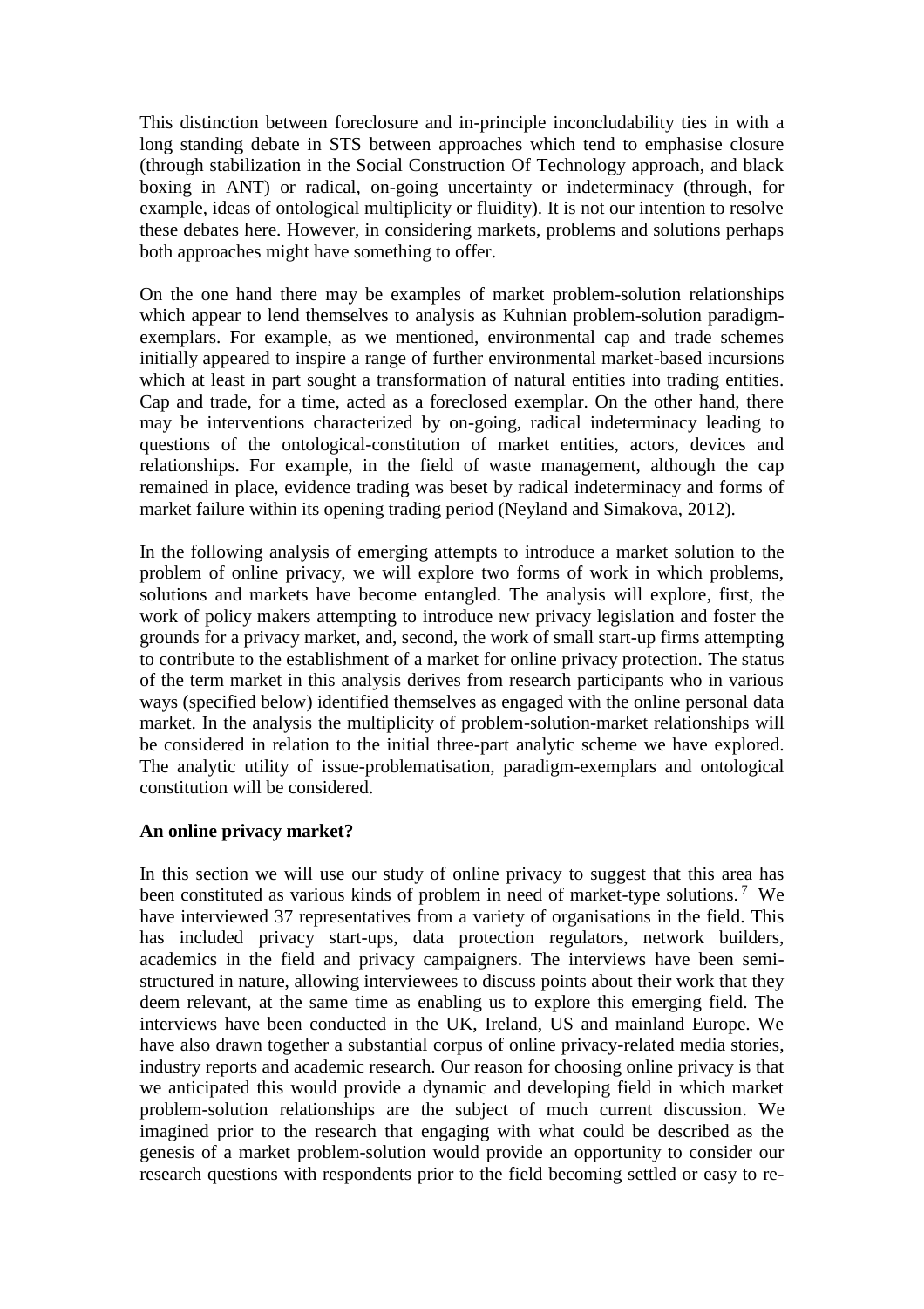This distinction between foreclosure and in-principle inconcludability ties in with a long standing debate in STS between approaches which tend to emphasise closure (through stabilization in the Social Construction Of Technology approach, and black boxing in ANT) or radical, on-going uncertainty or indeterminacy (through, for example, ideas of ontological multiplicity or fluidity). It is not our intention to resolve these debates here. However, in considering markets, problems and solutions perhaps both approaches might have something to offer.

On the one hand there may be examples of market problem-solution relationships which appear to lend themselves to analysis as Kuhnian problem-solution paradigm-exemplars. For example, as we mentioned, environmental cap and trade schemes initially appeared to inspire a range of further environmental market-based incursions which at least in part sought a transformation of natural entities into trading entities. Cap and trade, for a time, acted as a foreclosed exemplar. On the other hand, there may be interventions characterized by on-going, radical indeterminacy leading to questions of the ontological-constitution of market entities, actors, devices and relationships. For example, in the field of waste management, although the cap remained in place, evidence trading was beset by radical indeterminacy and forms of market failure within its opening trading period (Neyland and Simakova, 2012).

In the following analysis of emerging attempts to introduce a market solution to the problem of online privacy, we will explore two forms of work in which problems, solutions and markets have become entangled. The analysis will explore, first, the work of policy makers attempting to introduce new privacy legislation and foster the grounds for a privacy market, and, second, the work of small start-up firms attempting to contribute to the establishment of a market for online privacy protection. The status of the term market in this analysis derives from research participants who in various ways (specified below) identified themselves as engaged with the online personal data market. In the analysis the multiplicity of problem-solution-market relationships will be considered in relation to the initial three-part analytic scheme we have explored. The analytic utility of issue-problematisation, paradigm-exemplars and ontological constitution will be considered.

**An online privacy market?**

In this section we will use our study of online privacy to suggest that this area has been constituted as various kinds of problem in need of market-type solutions. [7] We have interviewed 37 representatives from a variety of organisations in the field. This has included privacy start-ups, data protection regulators, network builders, academics in the field and privacy campaigners. The interviews have been semi-structured in nature, allowing interviewees to discuss points about their work that they deem relevant, at the same time as enabling us to explore this emerging field. The interviews have been conducted in the UK, Ireland, US and mainland Europe. We have also drawn together a substantial corpus of online privacy-related media stories, industry reports and academic research. Our reason for choosing online privacy is that we anticipated this would provide a dynamic and developing field in which market problem-solution relationships are the subject of much current discussion. We imagined prior to the research that engaging with what could be described as the genesis of a market problem-solution would provide an opportunity to consider our research questions with respondents prior to the field becoming settled or easy to re-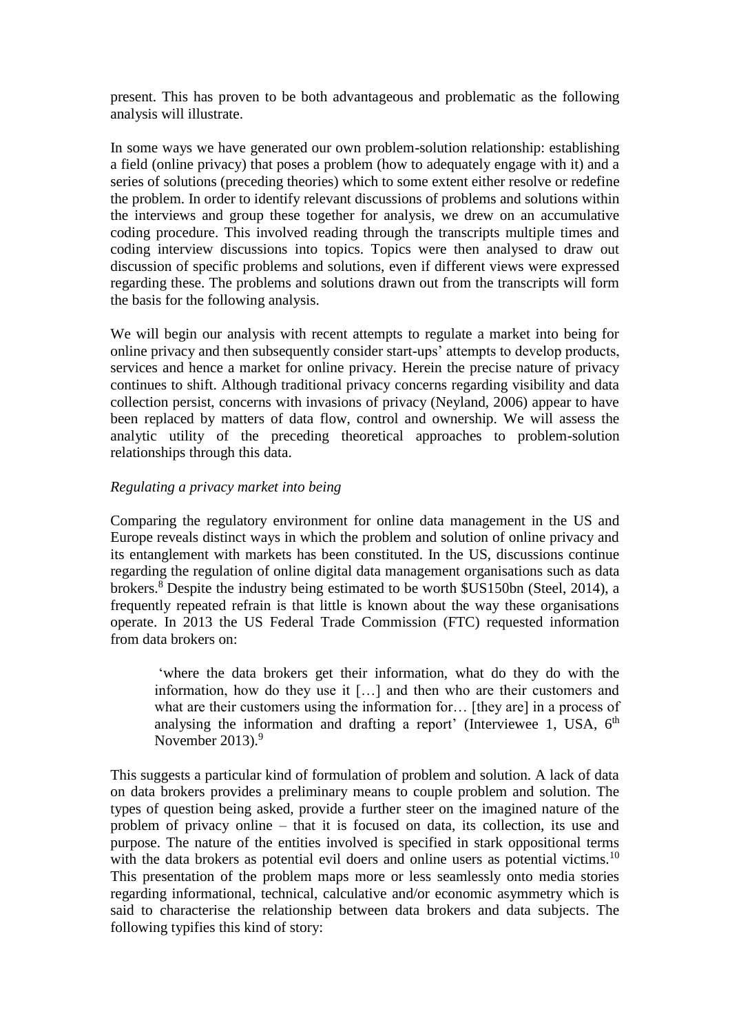present. This has proven to be both advantageous and problematic as the following analysis will illustrate.

In some ways we have generated our own problem-solution relationship: establishing a field (online privacy) that poses a problem (how to adequately engage with it) and a series of solutions (preceding theories) which to some extent either resolve or redefine the problem. In order to identify relevant discussions of problems and solutions within the interviews and group these together for analysis, we drew on an accumulative coding procedure. This involved reading through the transcripts multiple times and coding interview discussions into topics. Topics were then analysed to draw out discussion of specific problems and solutions, even if different views were expressed regarding these. The problems and solutions drawn out from the transcripts will form the basis for the following analysis.

We will begin our analysis with recent attempts to regulate a market into being for online privacy and then subsequently consider start-ups' attempts to develop products, services and hence a market for online privacy. Herein the precise nature of privacy continues to shift. Although traditional privacy concerns regarding visibility and data collection persist, concerns with invasions of privacy (Neyland, 2006) appear to have been replaced by matters of data flow, control and ownership. We will assess the analytic utility of the preceding theoretical approaches to problem-solution relationships through this data.

*Regulating a privacy market into being*

Comparing the regulatory environment for online data management in the US and Europe reveals distinct ways in which the problem and solution of online privacy and its entanglement with markets has been constituted. In the US, discussions continue regarding the regulation of online digital data management organisations such as data brokers.[8] Despite the industry being estimated to be worth $US150bn (Steel, 2014), a frequently repeated refrain is that little is known about the way these organisations operate. In 2013 the US Federal Trade Commission (FTC) requested information from data brokers on:

> 'where the data brokers get their information, what do they do with the information, how do they use it […] and then who are their customers and what are their customers using the information for… [they are] in a process of analysing the information and drafting a report' (Interviewee 1, USA, 6th November 2013).[9]

This suggests a particular kind of formulation of problem and solution. A lack of data on data brokers provides a preliminary means to couple problem and solution. The types of question being asked, provide a further steer on the imagined nature of the problem of privacy online – that it is focused on data, its collection, its use and purpose. The nature of the entities involved is specified in stark oppositional terms with the data brokers as potential evil doers and online users as potential victims.[10] This presentation of the problem maps more or less seamlessly onto media stories regarding informational, technical, calculative and/or economic asymmetry which is said to characterise the relationship between data brokers and data subjects. The following typifies this kind of story: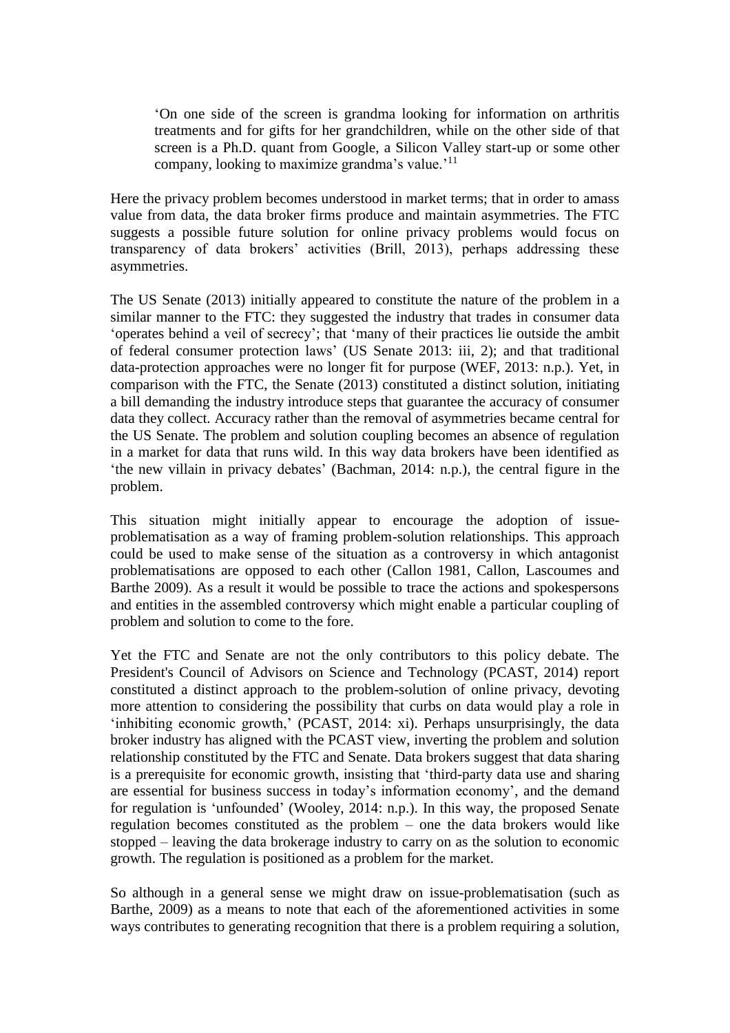> 'On one side of the screen is grandma looking for information on arthritis treatments and for gifts for her grandchildren, while on the other side of that screen is a Ph.D. quant from Google, a Silicon Valley start-up or some other company, looking to maximize grandma's value.'[11]

Here the privacy problem becomes understood in market terms; that in order to amass value from data, the data broker firms produce and maintain asymmetries. The FTC suggests a possible future solution for online privacy problems would focus on transparency of data brokers' activities (Brill, 2013), perhaps addressing these asymmetries.

The US Senate (2013) initially appeared to constitute the nature of the problem in a similar manner to the FTC: they suggested the industry that trades in consumer data 'operates behind a veil of secrecy'; that 'many of their practices lie outside the ambit of federal consumer protection laws' (US Senate 2013: iii, 2); and that traditional data-protection approaches were no longer fit for purpose (WEF, 2013: n.p.). Yet, in comparison with the FTC, the Senate (2013) constituted a distinct solution, initiating a bill demanding the industry introduce steps that guarantee the accuracy of consumer data they collect. Accuracy rather than the removal of asymmetries became central for the US Senate. The problem and solution coupling becomes an absence of regulation in a market for data that runs wild. In this way data brokers have been identified as 'the new villain in privacy debates' (Bachman, 2014: n.p.), the central figure in the problem.

This situation might initially appear to encourage the adoption of issue-problematisation as a way of framing problem-solution relationships. This approach could be used to make sense of the situation as a controversy in which antagonist problematisations are opposed to each other (Callon 1981, Callon, Lascoumes and Barthe 2009). As a result it would be possible to trace the actions and spokespersons and entities in the assembled controversy which might enable a particular coupling of problem and solution to come to the fore.

Yet the FTC and Senate are not the only contributors to this policy debate. The President's Council of Advisors on Science and Technology (PCAST, 2014) report constituted a distinct approach to the problem-solution of online privacy, devoting more attention to considering the possibility that curbs on data would play a role in 'inhibiting economic growth,' (PCAST, 2014: xi). Perhaps unsurprisingly, the data broker industry has aligned with the PCAST view, inverting the problem and solution relationship constituted by the FTC and Senate. Data brokers suggest that data sharing is a prerequisite for economic growth, insisting that 'third-party data use and sharing are essential for business success in today's information economy', and the demand for regulation is 'unfounded' (Wooley, 2014: n.p.). In this way, the proposed Senate regulation becomes constituted as the problem – one the data brokers would like stopped – leaving the data brokerage industry to carry on as the solution to economic growth. The regulation is positioned as a problem for the market.

So although in a general sense we might draw on issue-problematisation (such as Barthe, 2009) as a means to note that each of the aforementioned activities in some ways contributes to generating recognition that there is a problem requiring a solution,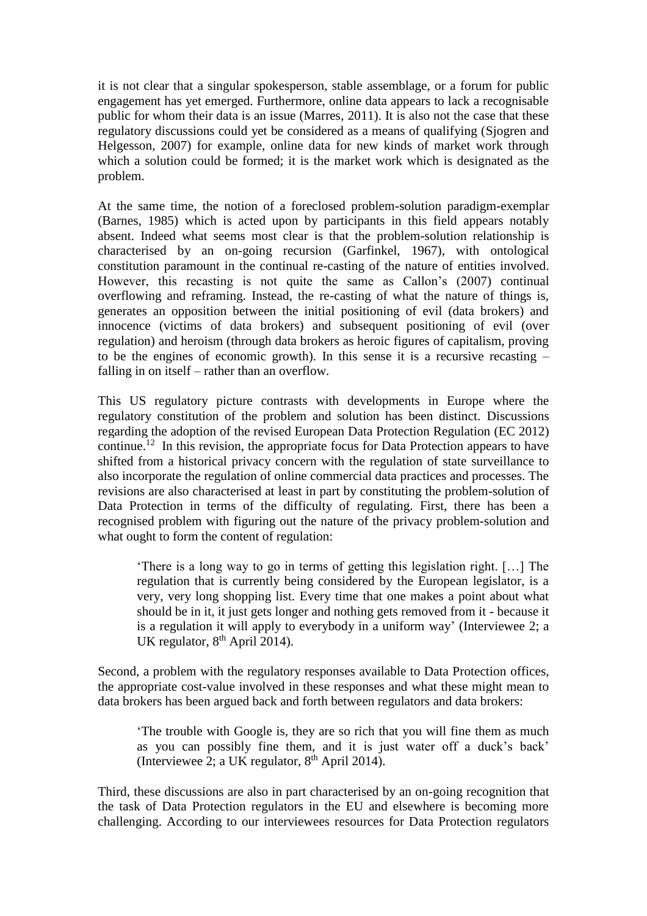it is not clear that a singular spokesperson, stable assemblage, or a forum for public engagement has yet emerged. Furthermore, online data appears to lack a recognisable public for whom their data is an issue (Marres, 2011). It is also not the case that these regulatory discussions could yet be considered as a means of qualifying (Sjogren and Helgesson, 2007) for example, online data for new kinds of market work through which a solution could be formed; it is the market work which is designated as the problem.

At the same time, the notion of a foreclosed problem-solution paradigm-exemplar (Barnes, 1985) which is acted upon by participants in this field appears notably absent. Indeed what seems most clear is that the problem-solution relationship is characterised by an on-going recursion (Garfinkel, 1967), with ontological constitution paramount in the continual re-casting of the nature of entities involved. However, this recasting is not quite the same as Callon's (2007) continual overflowing and reframing. Instead, the re-casting of what the nature of things is, generates an opposition between the initial positioning of evil (data brokers) and innocence (victims of data brokers) and subsequent positioning of evil (over regulation) and heroism (through data brokers as heroic figures of capitalism, proving to be the engines of economic growth). In this sense it is a recursive recasting – falling in on itself – rather than an overflow.

This US regulatory picture contrasts with developments in Europe where the regulatory constitution of the problem and solution has been distinct. Discussions regarding the adoption of the revised European Data Protection Regulation (EC 2012) continue.[12] In this revision, the appropriate focus for Data Protection appears to have shifted from a historical privacy concern with the regulation of state surveillance to also incorporate the regulation of online commercial data practices and processes. The revisions are also characterised at least in part by constituting the problem-solution of Data Protection in terms of the difficulty of regulating. First, there has been a recognised problem with figuring out the nature of the privacy problem-solution and what ought to form the content of regulation:

> 'There is a long way to go in terms of getting this legislation right. […] The regulation that is currently being considered by the European legislator, is a very, very long shopping list. Every time that one makes a point about what should be in it, it just gets longer and nothing gets removed from it - because it is a regulation it will apply to everybody in a uniform way' (Interviewee 2; a UK regulator, 8th April 2014).

Second, a problem with the regulatory responses available to Data Protection offices, the appropriate cost-value involved in these responses and what these might mean to data brokers has been argued back and forth between regulators and data brokers:

> 'The trouble with Google is, they are so rich that you will fine them as much as you can possibly fine them, and it is just water off a duck's back' (Interviewee 2; a UK regulator, 8th April 2014).

Third, these discussions are also in part characterised by an on-going recognition that the task of Data Protection regulators in the EU and elsewhere is becoming more challenging. According to our interviewees resources for Data Protection regulators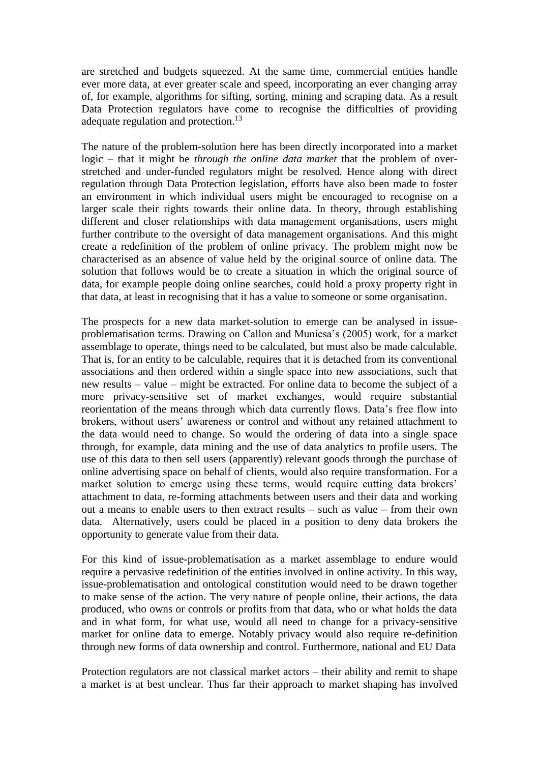are stretched and budgets squeezed. At the same time, commercial entities handle ever more data, at ever greater scale and speed, incorporating an ever changing array of, for example, algorithms for sifting, sorting, mining and scraping data. As a result Data Protection regulators have come to recognise the difficulties of providing adequate regulation and protection.[13]

The nature of the problem-solution here has been directly incorporated into a market logic – that it might be *through the online data market* that the problem of over-stretched and under-funded regulators might be resolved. Hence along with direct regulation through Data Protection legislation, efforts have also been made to foster an environment in which individual users might be encouraged to recognise on a larger scale their rights towards their online data. In theory, through establishing different and closer relationships with data management organisations, users might further contribute to the oversight of data management organisations. And this might create a redefinition of the problem of online privacy. The problem might now be characterised as an absence of value held by the original source of online data. The solution that follows would be to create a situation in which the original source of data, for example people doing online searches, could hold a proxy property right in that data, at least in recognising that it has a value to someone or some organisation.

The prospects for a new data market-solution to emerge can be analysed in issue-problematisation terms. Drawing on Callon and Muniesa's (2005) work, for a market assemblage to operate, things need to be calculated, but must also be made calculable. That is, for an entity to be calculable, requires that it is detached from its conventional associations and then ordered within a single space into new associations, such that new results – value – might be extracted. For online data to become the subject of a more privacy-sensitive set of market exchanges, would require substantial reorientation of the means through which data currently flows. Data's free flow into brokers, without users' awareness or control and without any retained attachment to the data would need to change. So would the ordering of data into a single space through, for example, data mining and the use of data analytics to profile users. The use of this data to then sell users (apparently) relevant goods through the purchase of online advertising space on behalf of clients, would also require transformation. For a market solution to emerge using these terms, would require cutting data brokers' attachment to data, re-forming attachments between users and their data and working out a means to enable users to then extract results – such as value – from their own data. Alternatively, users could be placed in a position to deny data brokers the opportunity to generate value from their data.

For this kind of issue-problematisation as a market assemblage to endure would require a pervasive redefinition of the entities involved in online activity. In this way, issue-problematisation and ontological constitution would need to be drawn together to make sense of the action. The very nature of people online, their actions, the data produced, who owns or controls or profits from that data, who or what holds the data and in what form, for what use, would all need to change for a privacy-sensitive market for online data to emerge. Notably privacy would also require re-definition through new forms of data ownership and control. Furthermore, national and EU Data

Protection regulators are not classical market actors – their ability and remit to shape a market is at best unclear. Thus far their approach to market shaping has involved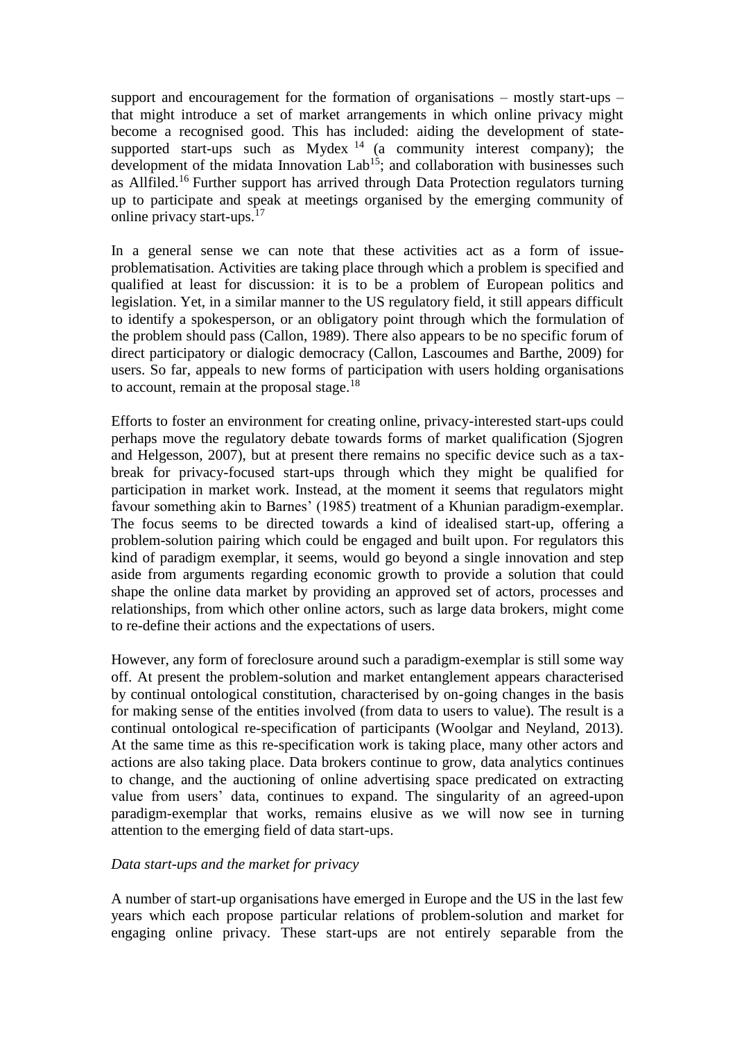support and encouragement for the formation of organisations – mostly start-ups – that might introduce a set of market arrangements in which online privacy might become a recognised good. This has included: aiding the development of state-supported start-ups such as Mydex [14] (a community interest company); the development of the midata Innovation Lab[15]; and collaboration with businesses such as Allfiled.[16] Further support has arrived through Data Protection regulators turning up to participate and speak at meetings organised by the emerging community of online privacy start-ups.[17]

In a general sense we can note that these activities act as a form of issue-problematisation. Activities are taking place through which a problem is specified and qualified at least for discussion: it is to be a problem of European politics and legislation. Yet, in a similar manner to the US regulatory field, it still appears difficult to identify a spokesperson, or an obligatory point through which the formulation of the problem should pass (Callon, 1989). There also appears to be no specific forum of direct participatory or dialogic democracy (Callon, Lascoumes and Barthe, 2009) for users. So far, appeals to new forms of participation with users holding organisations to account, remain at the proposal stage.[18]

Efforts to foster an environment for creating online, privacy-interested start-ups could perhaps move the regulatory debate towards forms of market qualification (Sjogren and Helgesson, 2007), but at present there remains no specific device such as a tax-break for privacy-focused start-ups through which they might be qualified for participation in market work. Instead, at the moment it seems that regulators might favour something akin to Barnes' (1985) treatment of a Khunian paradigm-exemplar. The focus seems to be directed towards a kind of idealised start-up, offering a problem-solution pairing which could be engaged and built upon. For regulators this kind of paradigm exemplar, it seems, would go beyond a single innovation and step aside from arguments regarding economic growth to provide a solution that could shape the online data market by providing an approved set of actors, processes and relationships, from which other online actors, such as large data brokers, might come to re-define their actions and the expectations of users.

However, any form of foreclosure around such a paradigm-exemplar is still some way off. At present the problem-solution and market entanglement appears characterised by continual ontological constitution, characterised by on-going changes in the basis for making sense of the entities involved (from data to users to value). The result is a continual ontological re-specification of participants (Woolgar and Neyland, 2013). At the same time as this re-specification work is taking place, many other actors and actions are also taking place. Data brokers continue to grow, data analytics continues to change, and the auctioning of online advertising space predicated on extracting value from users' data, continues to expand. The singularity of an agreed-upon paradigm-exemplar that works, remains elusive as we will now see in turning attention to the emerging field of data start-ups.

*Data start-ups and the market for privacy*

A number of start-up organisations have emerged in Europe and the US in the last few years which each propose particular relations of problem-solution and market for engaging online privacy. These start-ups are not entirely separable from the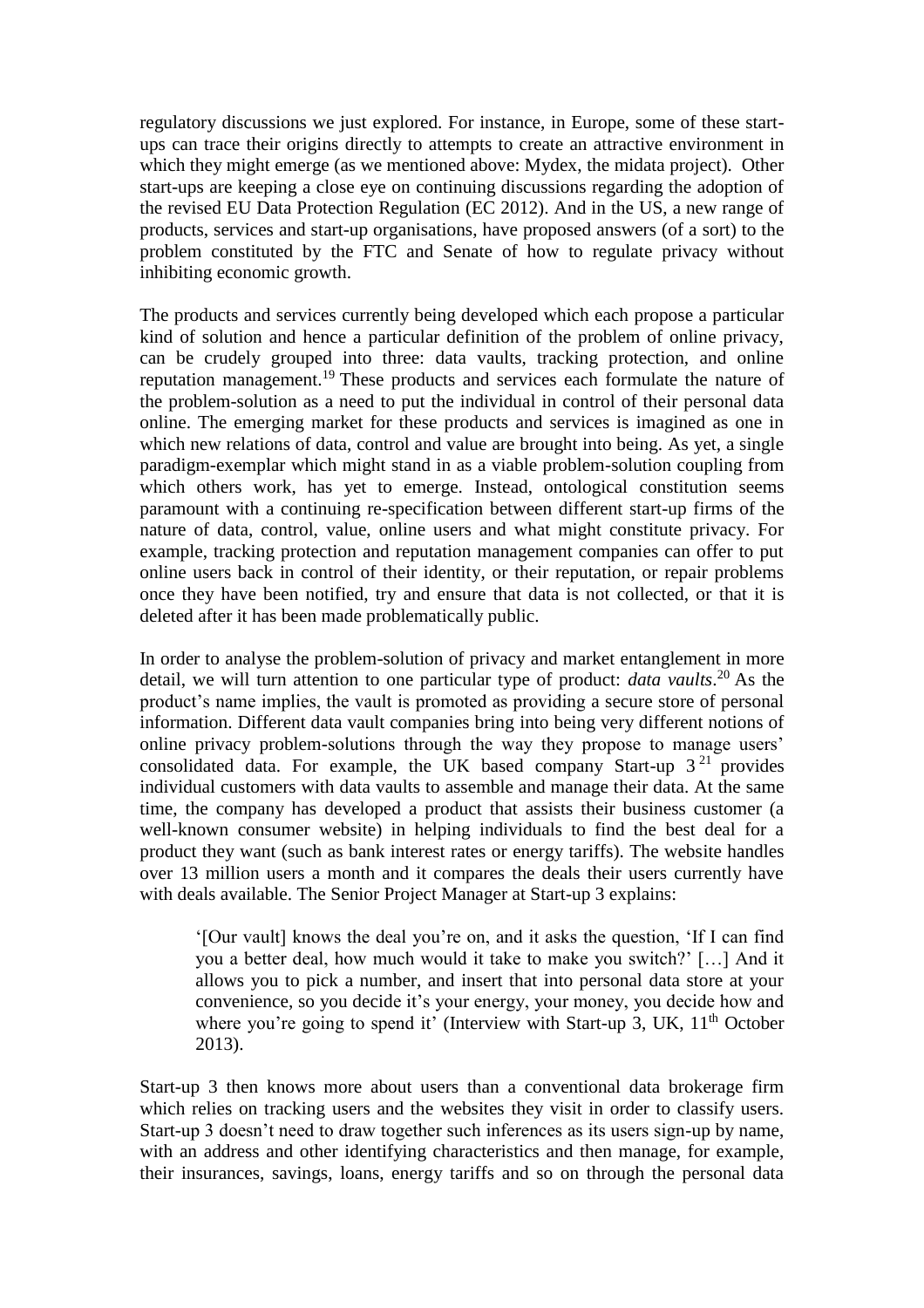regulatory discussions we just explored. For instance, in Europe, some of these start-ups can trace their origins directly to attempts to create an attractive environment in which they might emerge (as we mentioned above: Mydex, the midata project). Other start-ups are keeping a close eye on continuing discussions regarding the adoption of the revised EU Data Protection Regulation (EC 2012). And in the US, a new range of products, services and start-up organisations, have proposed answers (of a sort) to the problem constituted by the FTC and Senate of how to regulate privacy without inhibiting economic growth.

The products and services currently being developed which each propose a particular kind of solution and hence a particular definition of the problem of online privacy, can be crudely grouped into three: data vaults, tracking protection, and online reputation management.[19] These products and services each formulate the nature of the problem-solution as a need to put the individual in control of their personal data online. The emerging market for these products and services is imagined as one in which new relations of data, control and value are brought into being. As yet, a single paradigm-exemplar which might stand in as a viable problem-solution coupling from which others work, has yet to emerge. Instead, ontological constitution seems paramount with a continuing re-specification between different start-up firms of the nature of data, control, value, online users and what might constitute privacy. For example, tracking protection and reputation management companies can offer to put online users back in control of their identity, or their reputation, or repair problems once they have been notified, try and ensure that data is not collected, or that it is deleted after it has been made problematically public.

In order to analyse the problem-solution of privacy and market entanglement in more detail, we will turn attention to one particular type of product: *data vaults*.[20] As the product's name implies, the vault is promoted as providing a secure store of personal information. Different data vault companies bring into being very different notions of online privacy problem-solutions through the way they propose to manage users' consolidated data. For example, the UK based company Start-up 3[21] provides individual customers with data vaults to assemble and manage their data. At the same time, the company has developed a product that assists their business customer (a well-known consumer website) in helping individuals to find the best deal for a product they want (such as bank interest rates or energy tariffs). The website handles over 13 million users a month and it compares the deals their users currently have with deals available. The Senior Project Manager at Start-up 3 explains:

> '[Our vault] knows the deal you're on, and it asks the question, 'If I can find you a better deal, how much would it take to make you switch?' […] And it allows you to pick a number, and insert that into personal data store at your convenience, so you decide it's your energy, your money, you decide how and where you're going to spend it' (Interview with Start-up 3, UK, 11th October 2013).

Start-up 3 then knows more about users than a conventional data brokerage firm which relies on tracking users and the websites they visit in order to classify users. Start-up 3 doesn't need to draw together such inferences as its users sign-up by name, with an address and other identifying characteristics and then manage, for example, their insurances, savings, loans, energy tariffs and so on through the personal data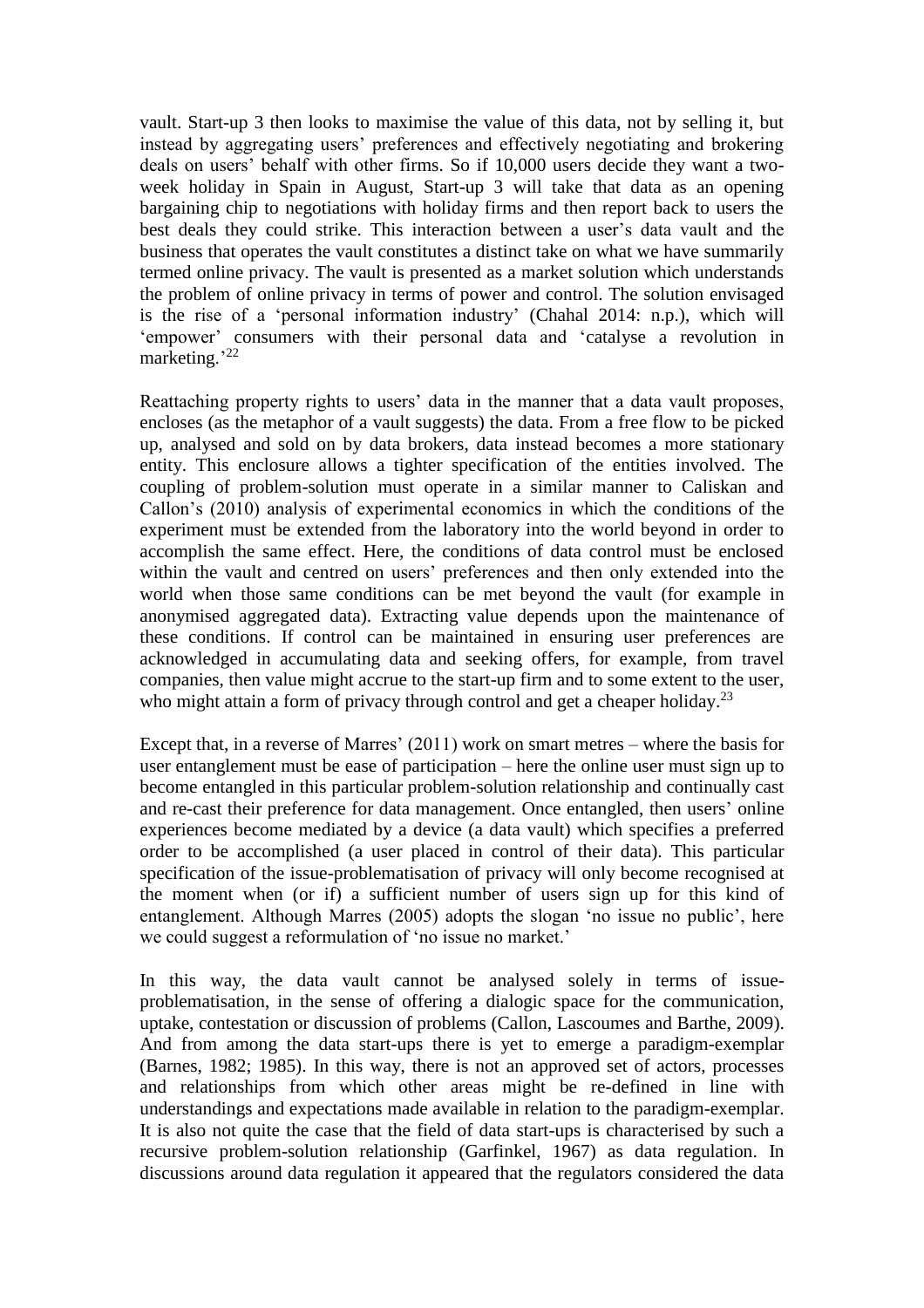vault. Start-up 3 then looks to maximise the value of this data, not by selling it, but instead by aggregating users' preferences and effectively negotiating and brokering deals on users' behalf with other firms. So if 10,000 users decide they want a two-week holiday in Spain in August, Start-up 3 will take that data as an opening bargaining chip to negotiations with holiday firms and then report back to users the best deals they could strike. This interaction between a user's data vault and the business that operates the vault constitutes a distinct take on what we have summarily termed online privacy. The vault is presented as a market solution which understands the problem of online privacy in terms of power and control. The solution envisaged is the rise of a 'personal information industry' (Chahal 2014: n.p.), which will 'empower' consumers with their personal data and 'catalyse a revolution in marketing.'[22]

Reattaching property rights to users' data in the manner that a data vault proposes, encloses (as the metaphor of a vault suggests) the data. From a free flow to be picked up, analysed and sold on by data brokers, data instead becomes a more stationary entity. This enclosure allows a tighter specification of the entities involved. The coupling of problem-solution must operate in a similar manner to Caliskan and Callon's (2010) analysis of experimental economics in which the conditions of the experiment must be extended from the laboratory into the world beyond in order to accomplish the same effect. Here, the conditions of data control must be enclosed within the vault and centred on users' preferences and then only extended into the world when those same conditions can be met beyond the vault (for example in anonymised aggregated data). Extracting value depends upon the maintenance of these conditions. If control can be maintained in ensuring user preferences are acknowledged in accumulating data and seeking offers, for example, from travel companies, then value might accrue to the start-up firm and to some extent to the user, who might attain a form of privacy through control and get a cheaper holiday.[23]

Except that, in a reverse of Marres' (2011) work on smart metres – where the basis for user entanglement must be ease of participation – here the online user must sign up to become entangled in this particular problem-solution relationship and continually cast and re-cast their preference for data management. Once entangled, then users' online experiences become mediated by a device (a data vault) which specifies a preferred order to be accomplished (a user placed in control of their data). This particular specification of the issue-problematisation of privacy will only become recognised at the moment when (or if) a sufficient number of users sign up for this kind of entanglement. Although Marres (2005) adopts the slogan 'no issue no public', here we could suggest a reformulation of 'no issue no market.'

In this way, the data vault cannot be analysed solely in terms of issue-problematisation, in the sense of offering a dialogic space for the communication, uptake, contestation or discussion of problems (Callon, Lascoumes and Barthe, 2009). And from among the data start-ups there is yet to emerge a paradigm-exemplar (Barnes, 1982; 1985). In this way, there is not an approved set of actors, processes and relationships from which other areas might be re-defined in line with understandings and expectations made available in relation to the paradigm-exemplar. It is also not quite the case that the field of data start-ups is characterised by such a recursive problem-solution relationship (Garfinkel, 1967) as data regulation. In discussions around data regulation it appeared that the regulators considered the data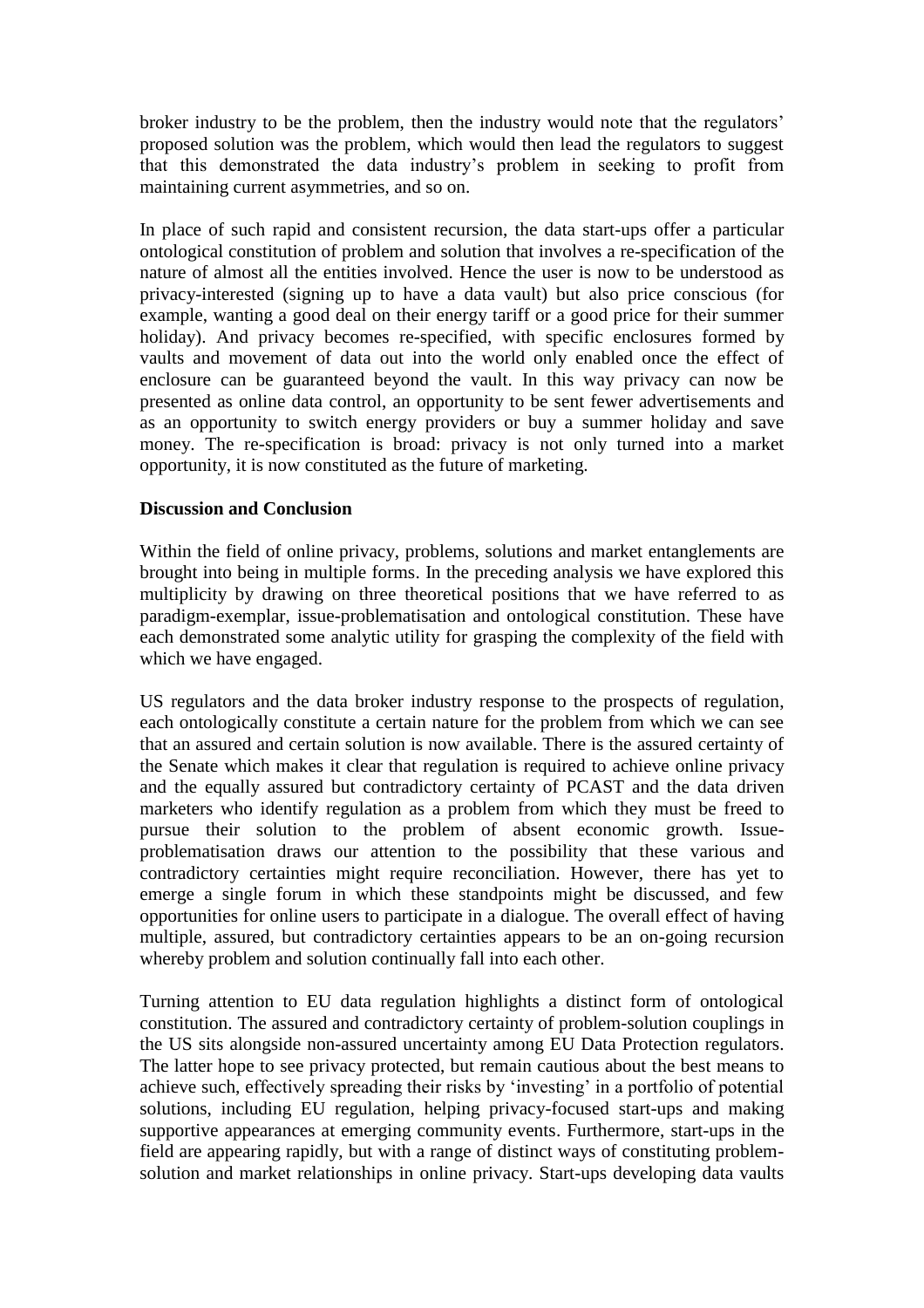broker industry to be the problem, then the industry would note that the regulators' proposed solution was the problem, which would then lead the regulators to suggest that this demonstrated the data industry's problem in seeking to profit from maintaining current asymmetries, and so on.

In place of such rapid and consistent recursion, the data start-ups offer a particular ontological constitution of problem and solution that involves a re-specification of the nature of almost all the entities involved. Hence the user is now to be understood as privacy-interested (signing up to have a data vault) but also price conscious (for example, wanting a good deal on their energy tariff or a good price for their summer holiday). And privacy becomes re-specified, with specific enclosures formed by vaults and movement of data out into the world only enabled once the effect of enclosure can be guaranteed beyond the vault. In this way privacy can now be presented as online data control, an opportunity to be sent fewer advertisements and as an opportunity to switch energy providers or buy a summer holiday and save money. The re-specification is broad: privacy is not only turned into a market opportunity, it is now constituted as the future of marketing.

**Discussion and Conclusion**

Within the field of online privacy, problems, solutions and market entanglements are brought into being in multiple forms. In the preceding analysis we have explored this multiplicity by drawing on three theoretical positions that we have referred to as paradigm-exemplar, issue-problematisation and ontological constitution. These have each demonstrated some analytic utility for grasping the complexity of the field with which we have engaged.

US regulators and the data broker industry response to the prospects of regulation, each ontologically constitute a certain nature for the problem from which we can see that an assured and certain solution is now available. There is the assured certainty of the Senate which makes it clear that regulation is required to achieve online privacy and the equally assured but contradictory certainty of PCAST and the data driven marketers who identify regulation as a problem from which they must be freed to pursue their solution to the problem of absent economic growth. Issue-problematisation draws our attention to the possibility that these various and contradictory certainties might require reconciliation. However, there has yet to emerge a single forum in which these standpoints might be discussed, and few opportunities for online users to participate in a dialogue. The overall effect of having multiple, assured, but contradictory certainties appears to be an on-going recursion whereby problem and solution continually fall into each other.

Turning attention to EU data regulation highlights a distinct form of ontological constitution. The assured and contradictory certainty of problem-solution couplings in the US sits alongside non-assured uncertainty among EU Data Protection regulators. The latter hope to see privacy protected, but remain cautious about the best means to achieve such, effectively spreading their risks by 'investing' in a portfolio of potential solutions, including EU regulation, helping privacy-focused start-ups and making supportive appearances at emerging community events. Furthermore, start-ups in the field are appearing rapidly, but with a range of distinct ways of constituting problem-solution and market relationships in online privacy. Start-ups developing data vaults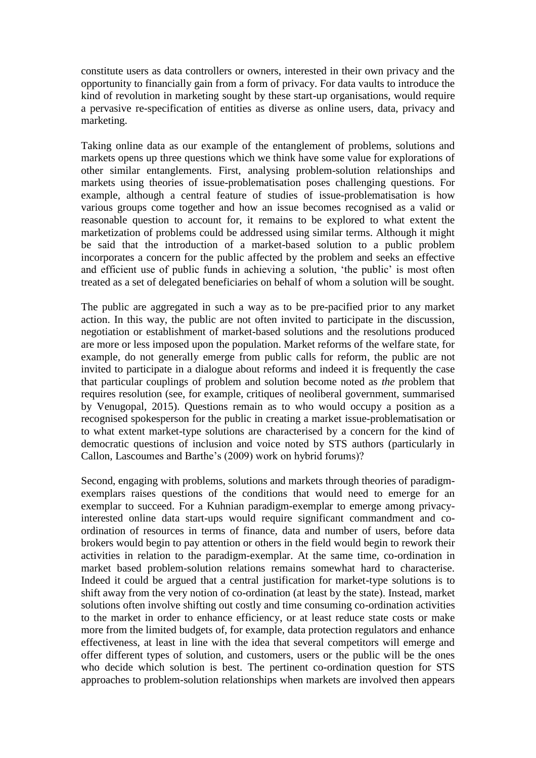constitute users as data controllers or owners, interested in their own privacy and the opportunity to financially gain from a form of privacy. For data vaults to introduce the kind of revolution in marketing sought by these start-up organisations, would require a pervasive re-specification of entities as diverse as online users, data, privacy and marketing.

Taking online data as our example of the entanglement of problems, solutions and markets opens up three questions which we think have some value for explorations of other similar entanglements. First, analysing problem-solution relationships and markets using theories of issue-problematisation poses challenging questions. For example, although a central feature of studies of issue-problematisation is how various groups come together and how an issue becomes recognised as a valid or reasonable question to account for, it remains to be explored to what extent the marketization of problems could be addressed using similar terms. Although it might be said that the introduction of a market-based solution to a public problem incorporates a concern for the public affected by the problem and seeks an effective and efficient use of public funds in achieving a solution, 'the public' is most often treated as a set of delegated beneficiaries on behalf of whom a solution will be sought.

The public are aggregated in such a way as to be pre-pacified prior to any market action. In this way, the public are not often invited to participate in the discussion, negotiation or establishment of market-based solutions and the resolutions produced are more or less imposed upon the population. Market reforms of the welfare state, for example, do not generally emerge from public calls for reform, the public are not invited to participate in a dialogue about reforms and indeed it is frequently the case that particular couplings of problem and solution become noted as *the* problem that requires resolution (see, for example, critiques of neoliberal government, summarised by Venugopal, 2015). Questions remain as to who would occupy a position as a recognised spokesperson for the public in creating a market issue-problematisation or to what extent market-type solutions are characterised by a concern for the kind of democratic questions of inclusion and voice noted by STS authors (particularly in Callon, Lascoumes and Barthe's (2009) work on hybrid forums)?

Second, engaging with problems, solutions and markets through theories of paradigm-exemplars raises questions of the conditions that would need to emerge for an exemplar to succeed. For a Kuhnian paradigm-exemplar to emerge among privacy-interested online data start-ups would require significant commandment and co-ordination of resources in terms of finance, data and number of users, before data brokers would begin to pay attention or others in the field would begin to rework their activities in relation to the paradigm-exemplar. At the same time, co-ordination in market based problem-solution relations remains somewhat hard to characterise. Indeed it could be argued that a central justification for market-type solutions is to shift away from the very notion of co-ordination (at least by the state). Instead, market solutions often involve shifting out costly and time consuming co-ordination activities to the market in order to enhance efficiency, or at least reduce state costs or make more from the limited budgets of, for example, data protection regulators and enhance effectiveness, at least in line with the idea that several competitors will emerge and offer different types of solution, and customers, users or the public will be the ones who decide which solution is best. The pertinent co-ordination question for STS approaches to problem-solution relationships when markets are involved then appears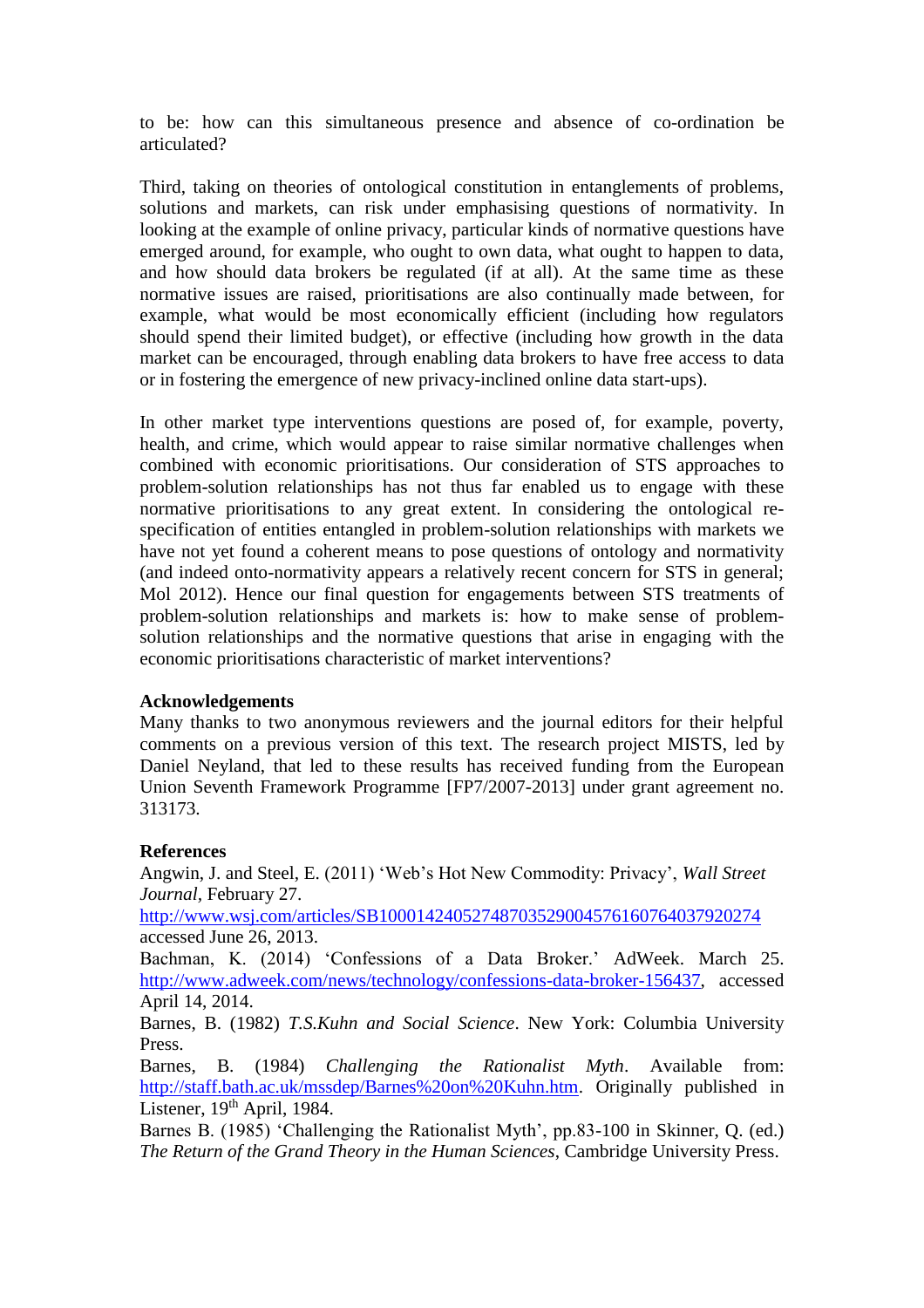to be: how can this simultaneous presence and absence of co-ordination be articulated?

Third, taking on theories of ontological constitution in entanglements of problems, solutions and markets, can risk under emphasising questions of normativity. In looking at the example of online privacy, particular kinds of normative questions have emerged around, for example, who ought to own data, what ought to happen to data, and how should data brokers be regulated (if at all). At the same time as these normative issues are raised, prioritisations are also continually made between, for example, what would be most economically efficient (including how regulators should spend their limited budget), or effective (including how growth in the data market can be encouraged, through enabling data brokers to have free access to data or in fostering the emergence of new privacy-inclined online data start-ups).

In other market type interventions questions are posed of, for example, poverty, health, and crime, which would appear to raise similar normative challenges when combined with economic prioritisations. Our consideration of STS approaches to problem-solution relationships has not thus far enabled us to engage with these normative prioritisations to any great extent. In considering the ontological re-specification of entities entangled in problem-solution relationships with markets we have not yet found a coherent means to pose questions of ontology and normativity (and indeed onto-normativity appears a relatively recent concern for STS in general; Mol 2012). Hence our final question for engagements between STS treatments of problem-solution relationships and markets is: how to make sense of problem-solution relationships and the normative questions that arise in engaging with the economic prioritisations characteristic of market interventions?

**Acknowledgements**

Many thanks to two anonymous reviewers and the journal editors for their helpful comments on a previous version of this text. The research project MISTS, led by Daniel Neyland, that led to these results has received funding from the European Union Seventh Framework Programme [FP7/2007-2013] under grant agreement no. 313173.

**References**

Angwin, J. and Steel, E. (2011) 'Web's Hot New Commodity: Privacy', *Wall Street Journal*, February 27. http://www.wsj.com/articles/SB10001424052748703529004576160764037920274 accessed June 26, 2013.

Bachman, K. (2014) 'Confessions of a Data Broker.' AdWeek. March 25. http://www.adweek.com/news/technology/confessions-data-broker-156437, accessed April 14, 2014.

Barnes, B. (1982) *T.S.Kuhn and Social Science*. New York: Columbia University Press.

Barnes, B. (1984) *Challenging the Rationalist Myth*. Available from: http://staff.bath.ac.uk/mssdep/Barnes%20on%20Kuhn.htm. Originally published in Listener, 19th April, 1984.

Barnes B. (1985) 'Challenging the Rationalist Myth', pp.83-100 in Skinner, Q. (ed.) *The Return of the Grand Theory in the Human Sciences*, Cambridge University Press.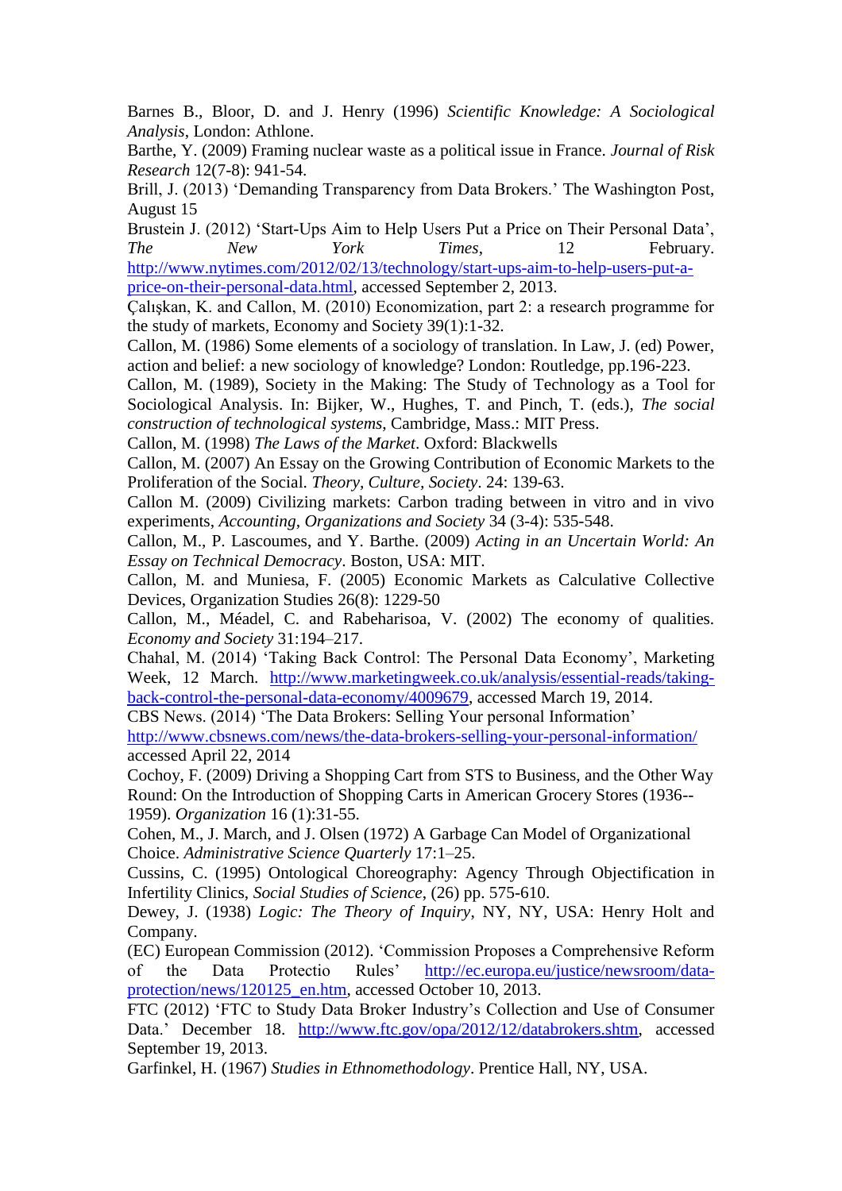Barnes B., Bloor, D. and J. Henry (1996) *Scientific Knowledge: A Sociological Analysis*, London: Athlone.

Barthe, Y. (2009) Framing nuclear waste as a political issue in France. *Journal of Risk Research* 12(7-8): 941-54.

Brill, J. (2013) 'Demanding Transparency from Data Brokers.' The Washington Post, August 15

Brustein J. (2012) 'Start-Ups Aim to Help Users Put a Price on Their Personal Data', *The New York Times*, 12 February. http://www.nytimes.com/2012/02/13/technology/start-ups-aim-to-help-users-put-a-price-on-their-personal-data.html, accessed September 2, 2013.

Çalışkan, K. and Callon, M. (2010) Economization, part 2: a research programme for the study of markets, Economy and Society 39(1):1-32.

Callon, M. (1986) Some elements of a sociology of translation. In Law, J. (ed) Power, action and belief: a new sociology of knowledge? London: Routledge, pp.196-223.

Callon, M. (1989), Society in the Making: The Study of Technology as a Tool for Sociological Analysis. In: Bijker, W., Hughes, T. and Pinch, T. (eds.), *The social construction of technological systems*, Cambridge, Mass.: MIT Press.

Callon, M. (1998) *The Laws of the Market*. Oxford: Blackwells

Callon, M. (2007) An Essay on the Growing Contribution of Economic Markets to the Proliferation of the Social. *Theory, Culture, Society*. 24: 139-63.

Callon M. (2009) Civilizing markets: Carbon trading between in vitro and in vivo experiments, *Accounting, Organizations and Society* 34 (3-4): 535-548.

Callon, M., P. Lascoumes, and Y. Barthe. (2009) *Acting in an Uncertain World: An Essay on Technical Democracy*. Boston, USA: MIT.

Callon, M. and Muniesa, F. (2005) Economic Markets as Calculative Collective Devices, Organization Studies 26(8): 1229-50

Callon, M., Méadel, C. and Rabeharisoa, V. (2002) The economy of qualities. *Economy and Society* 31:194–217.

Chahal, M. (2014) 'Taking Back Control: The Personal Data Economy', Marketing Week, 12 March. http://www.marketingweek.co.uk/analysis/essential-reads/taking-back-control-the-personal-data-economy/4009679, accessed March 19, 2014.

CBS News. (2014) 'The Data Brokers: Selling Your personal Information' http://www.cbsnews.com/news/the-data-brokers-selling-your-personal-information/ accessed April 22, 2014

Cochoy, F. (2009) Driving a Shopping Cart from STS to Business, and the Other Way Round: On the Introduction of Shopping Carts in American Grocery Stores (1936--1959). *Organization* 16 (1):31-55.

Cohen, M., J. March, and J. Olsen (1972) A Garbage Can Model of Organizational Choice. *Administrative Science Quarterly* 17:1–25.

Cussins, C. (1995) Ontological Choreography: Agency Through Objectification in Infertility Clinics, *Social Studies of Science*, (26) pp. 575-610.

Dewey, J. (1938) *Logic: The Theory of Inquiry*, NY, NY, USA: Henry Holt and Company.

(EC) European Commission (2012). 'Commission Proposes a Comprehensive Reform of the Data Protectio Rules' http://ec.europa.eu/justice/newsroom/data-protection/news/120125_en.htm, accessed October 10, 2013.

FTC (2012) 'FTC to Study Data Broker Industry's Collection and Use of Consumer Data.' December 18. http://www.ftc.gov/opa/2012/12/databrokers.shtm, accessed September 19, 2013.

Garfinkel, H. (1967) *Studies in Ethnomethodology*. Prentice Hall, NY, USA.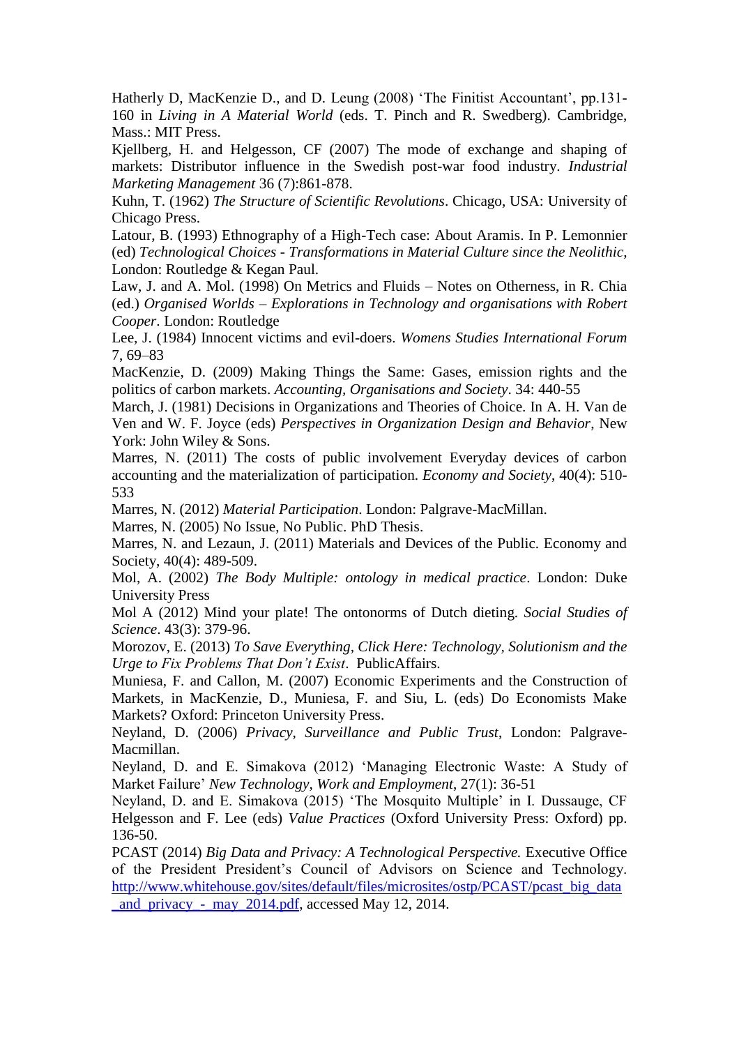Hatherly D, MacKenzie D., and D. Leung (2008) 'The Finitist Accountant', pp.131-160 in *Living in A Material World* (eds. T. Pinch and R. Swedberg). Cambridge, Mass.: MIT Press.

Kjellberg, H. and Helgesson, CF (2007) The mode of exchange and shaping of markets: Distributor influence in the Swedish post-war food industry. *Industrial Marketing Management* 36 (7):861-878.

Kuhn, T. (1962) *The Structure of Scientific Revolutions*. Chicago, USA: University of Chicago Press.

Latour, B. (1993) Ethnography of a High-Tech case: About Aramis. In P. Lemonnier (ed) *Technological Choices - Transformations in Material Culture since the Neolithic*, London: Routledge & Kegan Paul.

Law, J. and A. Mol. (1998) On Metrics and Fluids – Notes on Otherness, in R. Chia (ed.) *Organised Worlds – Explorations in Technology and organisations with Robert Cooper*. London: Routledge

Lee, J. (1984) Innocent victims and evil-doers. *Womens Studies International Forum* 7, 69–83

MacKenzie, D. (2009) Making Things the Same: Gases, emission rights and the politics of carbon markets. *Accounting, Organisations and Society*. 34: 440-55

March, J. (1981) Decisions in Organizations and Theories of Choice. In A. H. Van de Ven and W. F. Joyce (eds) *Perspectives in Organization Design and Behavior*, New York: John Wiley & Sons.

Marres, N. (2011) The costs of public involvement Everyday devices of carbon accounting and the materialization of participation. *Economy and Society*, 40(4): 510-533

Marres, N. (2012) *Material Participation*. London: Palgrave-MacMillan.

Marres, N. (2005) No Issue, No Public. PhD Thesis.

Marres, N. and Lezaun, J. (2011) Materials and Devices of the Public. Economy and Society, 40(4): 489-509.

Mol, A. (2002) *The Body Multiple: ontology in medical practice*. London: Duke University Press

Mol A (2012) Mind your plate! The ontonorms of Dutch dieting. *Social Studies of Science*. 43(3): 379-96.

Morozov, E. (2013) *To Save Everything, Click Here: Technology, Solutionism and the Urge to Fix Problems That Don't Exist*. PublicAffairs.

Muniesa, F. and Callon, M. (2007) Economic Experiments and the Construction of Markets, in MacKenzie, D., Muniesa, F. and Siu, L. (eds) Do Economists Make Markets? Oxford: Princeton University Press.

Neyland, D. (2006) *Privacy, Surveillance and Public Trust*, London: Palgrave-Macmillan.

Neyland, D. and E. Simakova (2012) 'Managing Electronic Waste: A Study of Market Failure' *New Technology, Work and Employment*, 27(1): 36-51

Neyland, D. and E. Simakova (2015) 'The Mosquito Multiple' in I. Dussauge, CF Helgesson and F. Lee (eds) *Value Practices* (Oxford University Press: Oxford) pp. 136-50.

PCAST (2014) *Big Data and Privacy: A Technological Perspective.* Executive Office of the President President's Council of Advisors on Science and Technology. http://www.whitehouse.gov/sites/default/files/microsites/ostp/PCAST/pcast_big_data_and_privacy_-_may_2014.pdf, accessed May 12, 2014.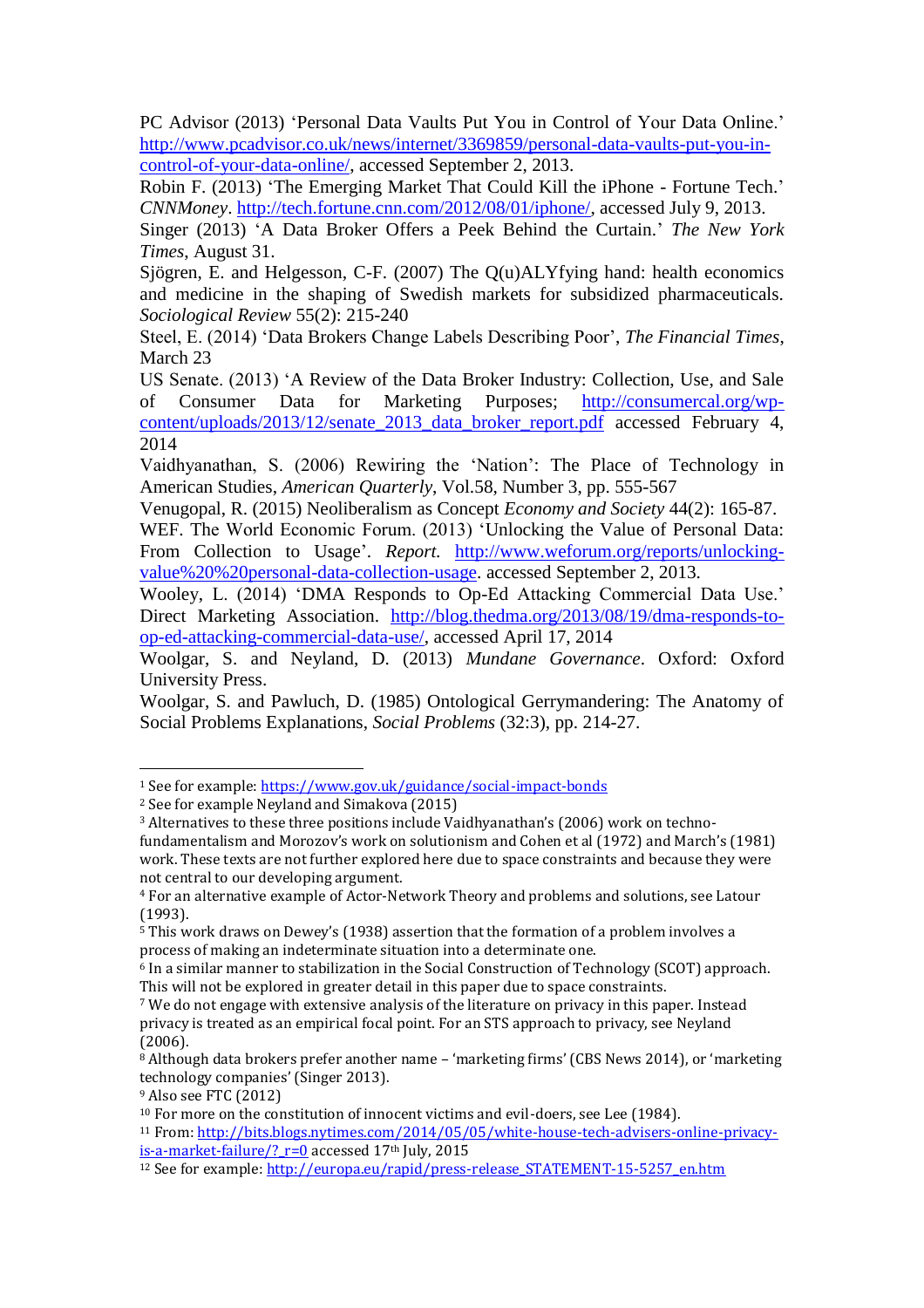PC Advisor (2013) 'Personal Data Vaults Put You in Control of Your Data Online.' http://www.pcadvisor.co.uk/news/internet/3369859/personal-data-vaults-put-you-in-control-of-your-data-online/, accessed September 2, 2013.

Robin F. (2013) 'The Emerging Market That Could Kill the iPhone - Fortune Tech.' *CNNMoney*. http://tech.fortune.cnn.com/2012/08/01/iphone/, accessed July 9, 2013.

Singer (2013) 'A Data Broker Offers a Peek Behind the Curtain.' *The New York Times*, August 31.

Sjögren, E. and Helgesson, C-F. (2007) The Q(u)ALYfying hand: health economics and medicine in the shaping of Swedish markets for subsidized pharmaceuticals. *Sociological Review* 55(2): 215-240

Steel, E. (2014) 'Data Brokers Change Labels Describing Poor', *The Financial Times*, March 23

US Senate. (2013) 'A Review of the Data Broker Industry: Collection, Use, and Sale of Consumer Data for Marketing Purposes; http://consumercal.org/wp-content/uploads/2013/12/senate_2013_data_broker_report.pdf accessed February 4, 2014

Vaidhyanathan, S. (2006) Rewiring the 'Nation': The Place of Technology in American Studies, *American Quarterly*, Vol.58, Number 3, pp. 555-567

Venugopal, R. (2015) Neoliberalism as Concept *Economy and Society* 44(2): 165-87.

WEF. The World Economic Forum. (2013) 'Unlocking the Value of Personal Data: From Collection to Usage'. *Report*. http://www.weforum.org/reports/unlocking-value%20%20personal-data-collection-usage. accessed September 2, 2013.

Wooley, L. (2014) 'DMA Responds to Op-Ed Attacking Commercial Data Use.' Direct Marketing Association. http://blog.thedma.org/2013/08/19/dma-responds-to-op-ed-attacking-commercial-data-use/, accessed April 17, 2014

Woolgar, S. and Neyland, D. (2013) *Mundane Governance*. Oxford: Oxford University Press.

Woolgar, S. and Pawluch, D. (1985) Ontological Gerrymandering: The Anatomy of Social Problems Explanations, *Social Problems* (32:3), pp. 214-27.

---

[1] See for example: https://www.gov.uk/guidance/social-impact-bonds

[2] See for example Neyland and Simakova (2015)

[3] Alternatives to these three positions include Vaidhyanathan's (2006) work on techno-fundamentalism and Morozov's work on solutionism and Cohen et al (1972) and March's (1981) work. These texts are not further explored here due to space constraints and because they were not central to our developing argument.

[4] For an alternative example of Actor-Network Theory and problems and solutions, see Latour (1993).

[5] This work draws on Dewey's (1938) assertion that the formation of a problem involves a process of making an indeterminate situation into a determinate one.

[6] In a similar manner to stabilization in the Social Construction of Technology (SCOT) approach. This will not be explored in greater detail in this paper due to space constraints.

[7] We do not engage with extensive analysis of the literature on privacy in this paper. Instead privacy is treated as an empirical focal point. For an STS approach to privacy, see Neyland (2006).

[8] Although data brokers prefer another name – 'marketing firms' (CBS News 2014), or 'marketing technology companies' (Singer 2013).

[9] Also see FTC (2012)

[10] For more on the constitution of innocent victims and evil-doers, see Lee (1984).

[11] From: http://bits.blogs.nytimes.com/2014/05/05/white-house-tech-advisers-online-privacy-is-a-market-failure/?_r=0 accessed 17th July, 2015

[12] See for example: http://europa.eu/rapid/press-release_STATEMENT-15-5257_en.htm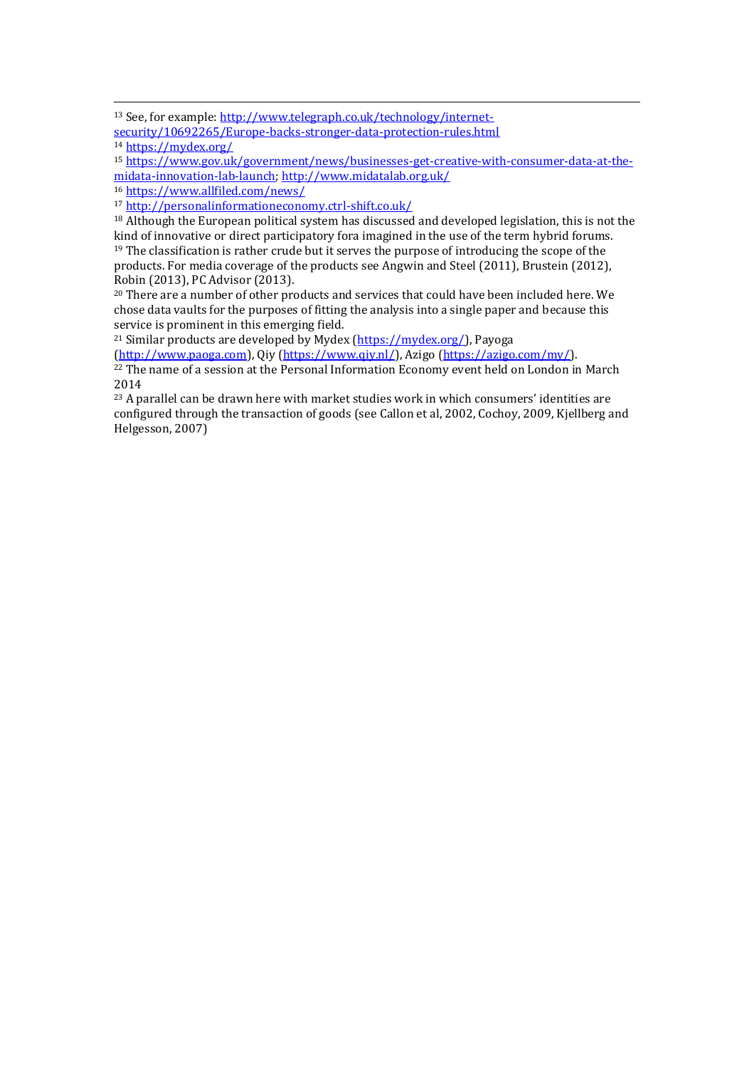---

[13] See, for example: http://www.telegraph.co.uk/technology/internet-security/10692265/Europe-backs-stronger-data-protection-rules.html

[14] https://mydex.org/

[15] https://www.gov.uk/government/news/businesses-get-creative-with-consumer-data-at-the-midata-innovation-lab-launch; http://www.midatalab.org.uk/

[16] https://www.allfiled.com/news/

[17] http://personalinformationeconomy.ctrl-shift.co.uk/

[18] Although the European political system has discussed and developed legislation, this is not the kind of innovative or direct participatory fora imagined in the use of the term hybrid forums.

[19] The classification is rather crude but it serves the purpose of introducing the scope of the products. For media coverage of the products see Angwin and Steel (2011), Brustein (2012), Robin (2013), PC Advisor (2013).

[20] There are a number of other products and services that could have been included here. We chose data vaults for the purposes of fitting the analysis into a single paper and because this service is prominent in this emerging field.

[21] Similar products are developed by Mydex (https://mydex.org/), Payoga (http://www.paoga.com), Qiy (https://www.qiy.nl/), Azigo (https://azigo.com/my/).

[22] The name of a session at the Personal Information Economy event held on London in March 2014

[23] A parallel can be drawn here with market studies work in which consumers' identities are configured through the transaction of goods (see Callon et al, 2002, Cochoy, 2009, Kjellberg and Helgesson, 2007)